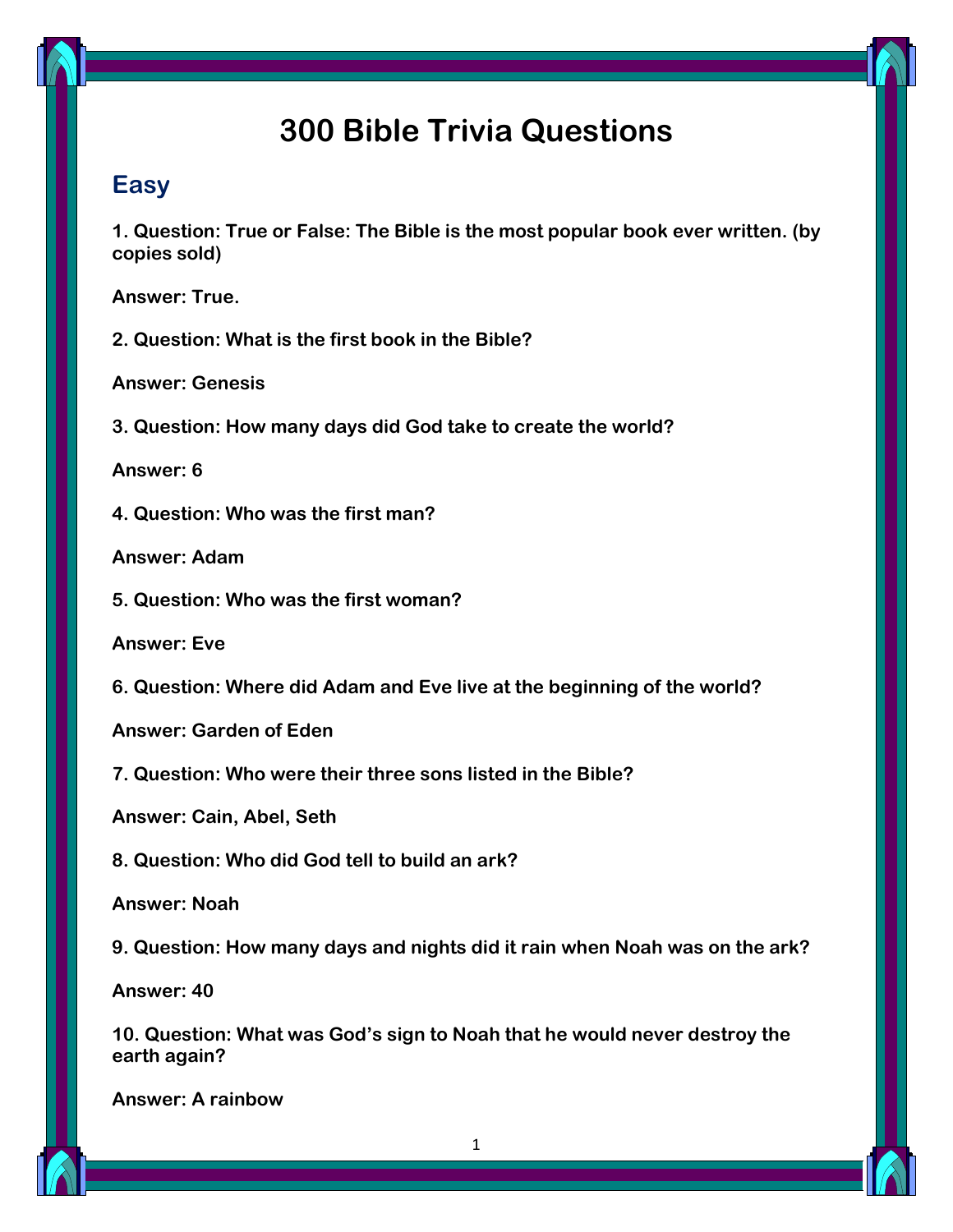# 300 Bible Trivia Questions

## Easy

**1. Question: True or False: The Bible is the most popular book ever written. (by copies sold)**

**Answer: True.**

**2. Question: What is the first book in the Bible?**

**Answer: Genesis**

**3. Question: How many days did God take to create the world?**

**Answer: 6**

**4. Question: Who was the first man?**

**Answer: Adam**

**5. Question: Who was the first woman?**

**Answer: Eve**

**6. Question: Where did Adam and Eve live at the beginning of the world?**

**Answer: Garden of Eden**

**7. Question: Who were their three sons listed in the Bible?**

**Answer: Cain, Abel, Seth**

**8. Question: Who did God tell to build an ark?**

**Answer: Noah**

**9. Question: How many days and nights did it rain when Noah was on the ark?**

**Answer: 40**

**10. Question: What was God's sign to Noah that he would never destroy the earth again?**

**Answer: A rainbow**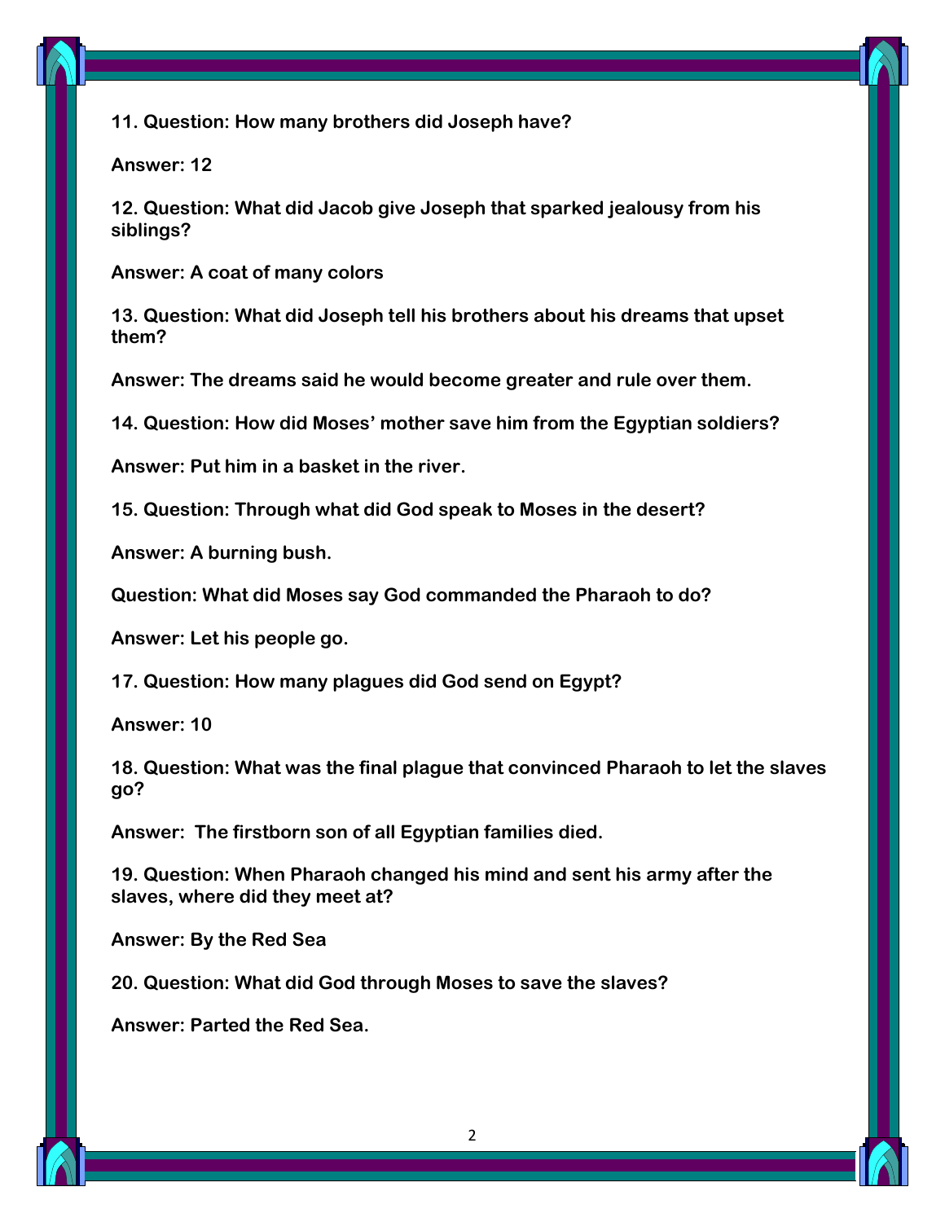**11. Question: How many brothers did Joseph have?**

**Answer: 12**

**12. Question: What did Jacob give Joseph that sparked jealousy from his siblings?**

**Answer: A coat of many colors**

**13. Question: What did Joseph tell his brothers about his dreams that upset them?**

**Answer: The dreams said he would become greater and rule over them.**

**14. Question: How did Moses' mother save him from the Egyptian soldiers?**

**Answer: Put him in a basket in the river.**

**15. Question: Through what did God speak to Moses in the desert?**

**Answer: A burning bush.**

**Question: What did Moses say God commanded the Pharaoh to do?**

**Answer: Let his people go.**

**17. Question: How many plagues did God send on Egypt?**

**Answer: 10**

**18. Question: What was the final plague that convinced Pharaoh to let the slaves go?**

**Answer: The firstborn son of all Egyptian families died.**

**19. Question: When Pharaoh changed his mind and sent his army after the slaves, where did they meet at?**

**Answer: By the Red Sea**

**20. Question: What did God through Moses to save the slaves?**

**Answer: Parted the Red Sea.**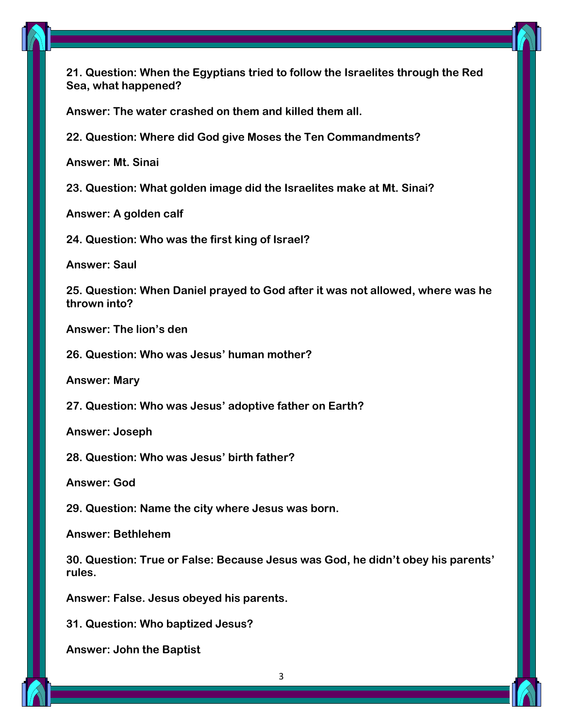**21. Question: When the Egyptians tried to follow the Israelites through the Red Sea, what happened?**

**Answer: The water crashed on them and killed them all.**

**22. Question: Where did God give Moses the Ten Commandments?**

**Answer: Mt. Sinai**

**23. Question: What golden image did the Israelites make at Mt. Sinai?**

**Answer: A golden calf**

**24. Question: Who was the first king of Israel?**

**Answer: Saul**

**25. Question: When Daniel prayed to God after it was not allowed, where was he thrown into?**

**Answer: The lion's den**

**26. Question: Who was Jesus' human mother?**

**Answer: Mary**

**27. Question: Who was Jesus' adoptive father on Earth?**

**Answer: Joseph**

**28. Question: Who was Jesus' birth father?**

**Answer: God**

**29. Question: Name the city where Jesus was born.**

**Answer: Bethlehem**

**30. Question: True or False: Because Jesus was God, he didn't obey his parents' rules.**

**Answer: False. Jesus obeyed his parents.**

**31. Question: Who baptized Jesus?**

**Answer: John the Baptist**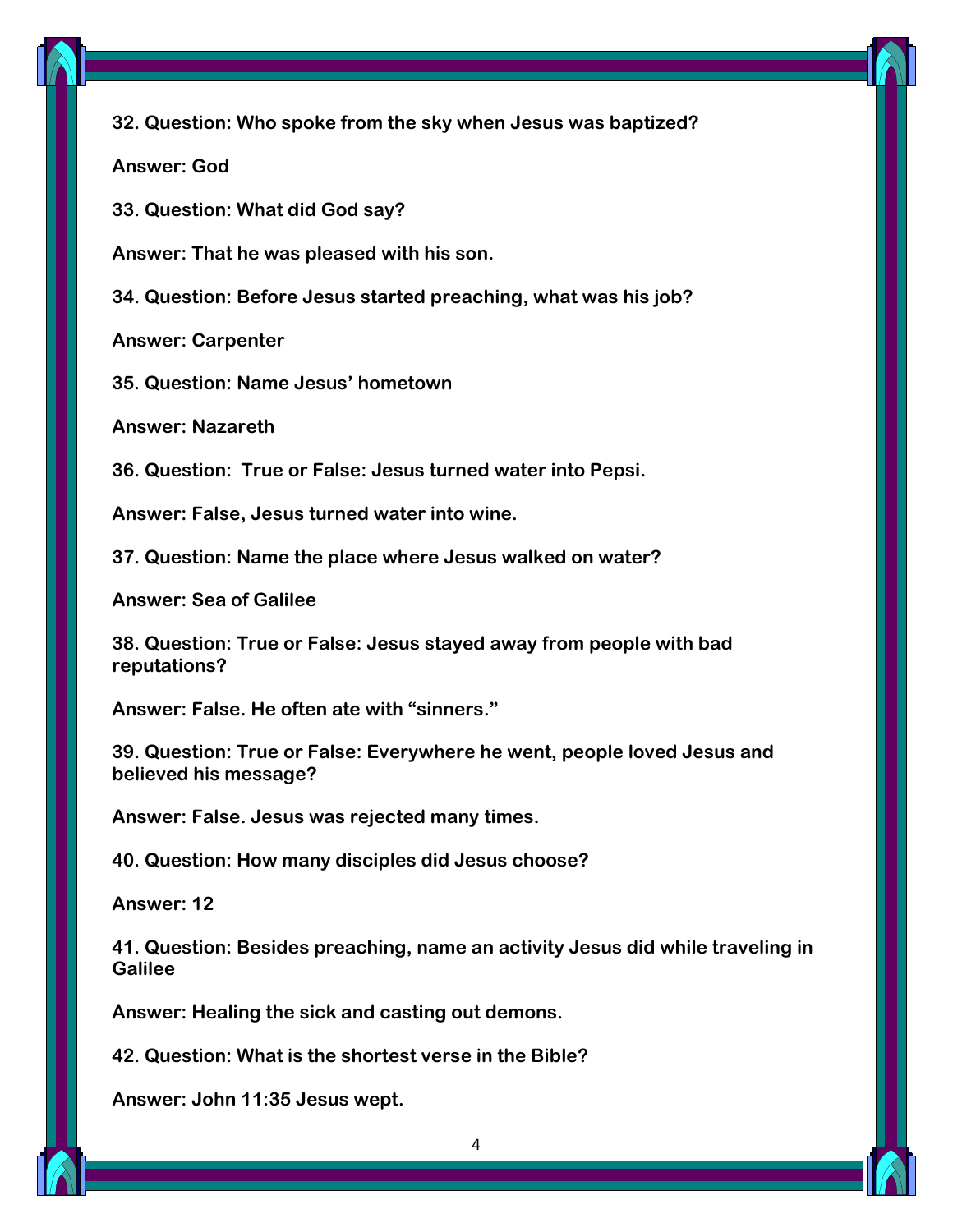**32. Question: Who spoke from the sky when Jesus was baptized?**

**Answer: God**

**33. Question: What did God say?**

**Answer: That he was pleased with his son.**

**34. Question: Before Jesus started preaching, what was his job?**

**Answer: Carpenter**

**35. Question: Name Jesus' hometown**

**Answer: Nazareth**

**36. Question: True or False: Jesus turned water into Pepsi.**

**Answer: False, Jesus turned water into wine.**

**37. Question: Name the place where Jesus walked on water?**

**Answer: Sea of Galilee**

**38. Question: True or False: Jesus stayed away from people with bad reputations?**

**Answer: False. He often ate with "sinners."**

**39. Question: True or False: Everywhere he went, people loved Jesus and believed his message?**

**Answer: False. Jesus was rejected many times.**

**40. Question: How many disciples did Jesus choose?**

**Answer: 12**

**41. Question: Besides preaching, name an activity Jesus did while traveling in Galilee**

**Answer: Healing the sick and casting out demons.**

**42. Question: What is the shortest verse in the Bible?**

**Answer: John 11:35 Jesus wept.**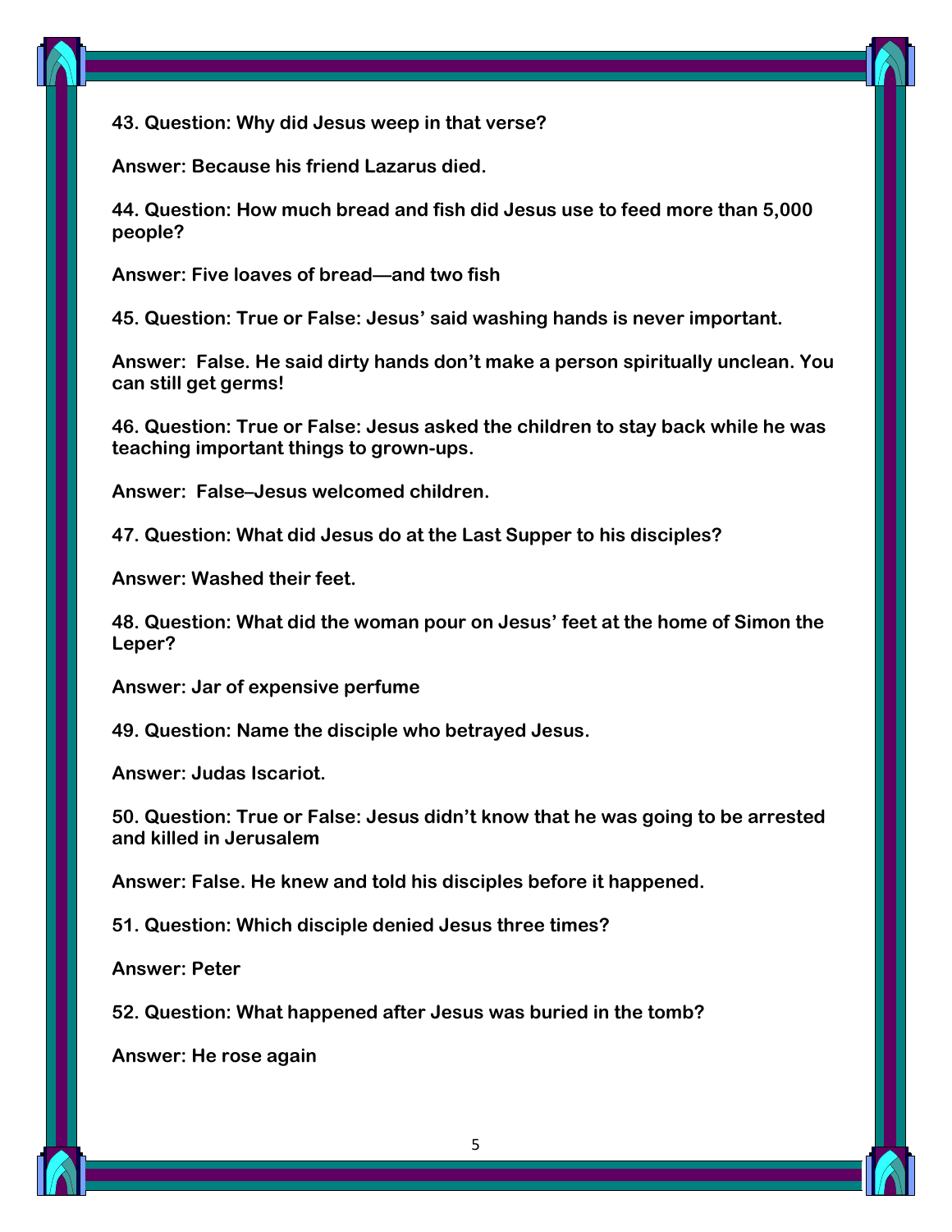**43. Question: Why did Jesus weep in that verse?**

**Answer: Because his friend Lazarus died.**

**44. Question: How much bread and fish did Jesus use to feed more than 5,000 people?**

**Answer: Five loaves of bread—and two fish**

**45. Question: True or False: Jesus' said washing hands is never important.**

**Answer:  False. He said dirty hands don't make a person spiritually unclean. You can still get germs!**

**46. Question: True or False: Jesus asked the children to stay back while he was teaching important things to grown-ups.**

**Answer:  False–Jesus welcomed children.**

**47. Question: What did Jesus do at the Last Supper to his disciples?**

**Answer: Washed their feet.**

**48. Question: What did the woman pour on Jesus' feet at the home of Simon the Leper?**

**Answer: Jar of expensive perfume**

**49. Question: Name the disciple who betrayed Jesus.**

**Answer: Judas Iscariot.**

**50. Question: True or False: Jesus didn't know that he was going to be arrested and killed in Jerusalem**

**Answer: False. He knew and told his disciples before it happened.**

**51. Question: Which disciple denied Jesus three times?**

**Answer: Peter**

**52. Question: What happened after Jesus was buried in the tomb?**

**Answer: He rose again**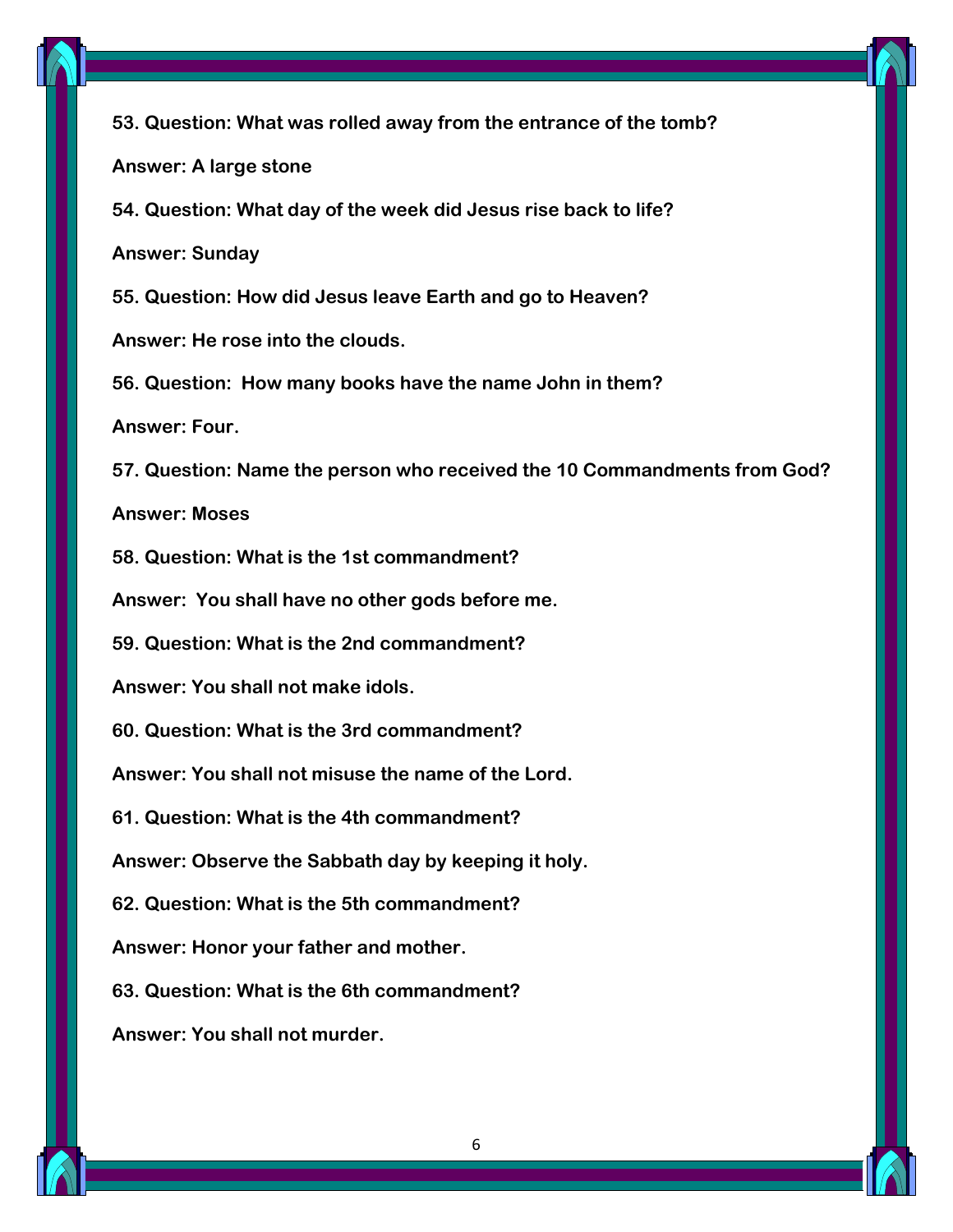**53. Question: What was rolled away from the entrance of the tomb?**

**Answer: A large stone**

**54. Question: What day of the week did Jesus rise back to life?**

**Answer: Sunday**

**55. Question: How did Jesus leave Earth and go to Heaven?**

**Answer: He rose into the clouds.**

**56. Question: How many books have the name John in them?**

**Answer: Four.**

**57. Question: Name the person who received the 10 Commandments from God?**

**Answer: Moses**

**58. Question: What is the 1st commandment?**

**Answer: You shall have no other gods before me.**

**59. Question: What is the 2nd commandment?**

**Answer: You shall not make idols.**

**60. Question: What is the 3rd commandment?**

**Answer: You shall not misuse the name of the Lord.**

**61. Question: What is the 4th commandment?**

**Answer: Observe the Sabbath day by keeping it holy.**

**62. Question: What is the 5th commandment?**

**Answer: Honor your father and mother.**

**63. Question: What is the 6th commandment?**

**Answer: You shall not murder.**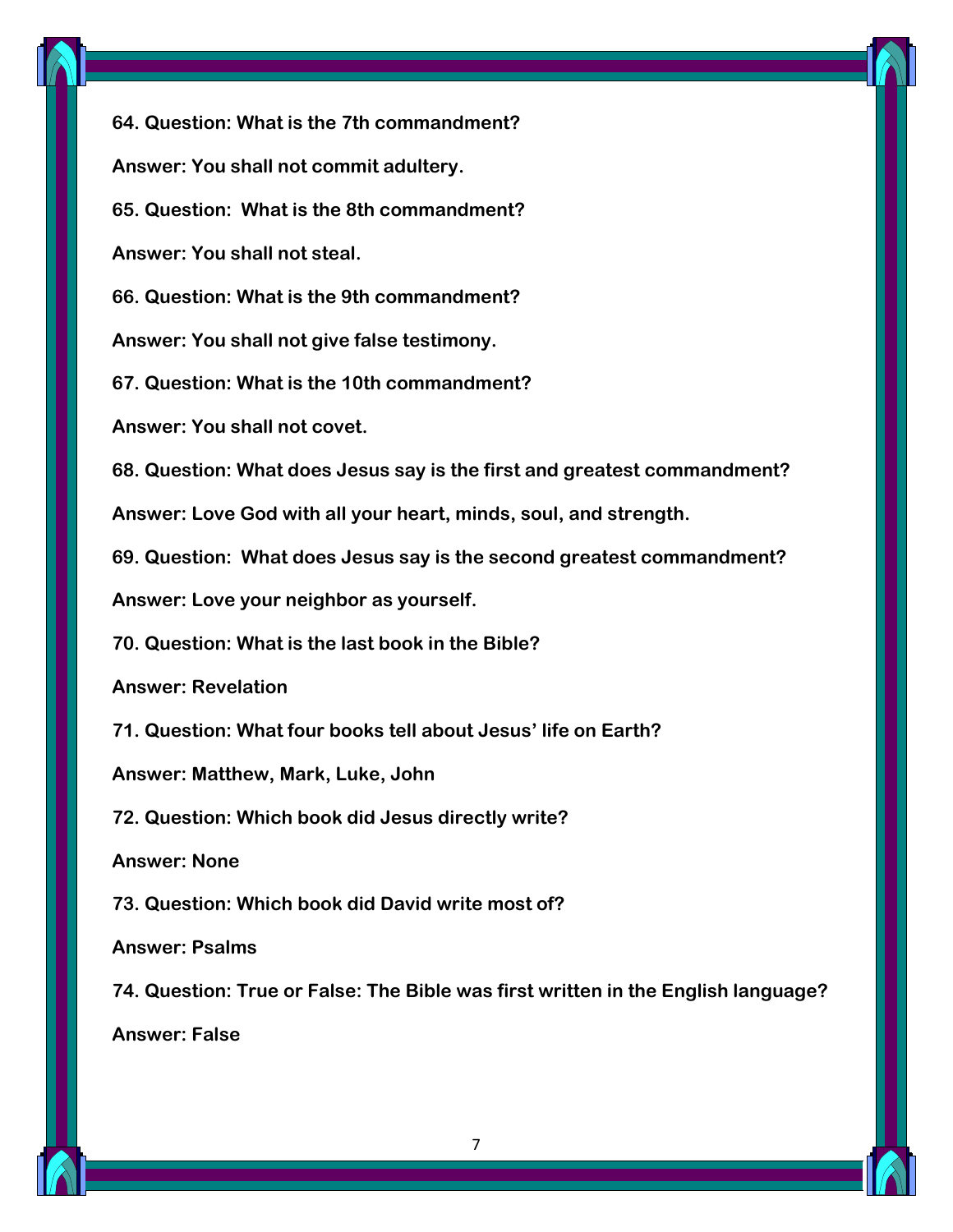**64. Question: What is the 7th commandment?**

**Answer: You shall not commit adultery.**

**65. Question: What is the 8th commandment?**

**Answer: You shall not steal.**

**66. Question: What is the 9th commandment?**

**Answer: You shall not give false testimony.**

**67. Question: What is the 10th commandment?**

**Answer: You shall not covet.**

**68. Question: What does Jesus say is the first and greatest commandment?**

**Answer: Love God with all your heart, minds, soul, and strength.**

**69. Question: What does Jesus say is the second greatest commandment?**

**Answer: Love your neighbor as yourself.**

**70. Question: What is the last book in the Bible?**

**Answer: Revelation**

**71. Question: What four books tell about Jesus' life on Earth?**

**Answer: Matthew, Mark, Luke, John**

**72. Question: Which book did Jesus directly write?**

**Answer: None**

**73. Question: Which book did David write most of?**

**Answer: Psalms**

**74. Question: True or False: The Bible was first written in the English language?**

**Answer: False**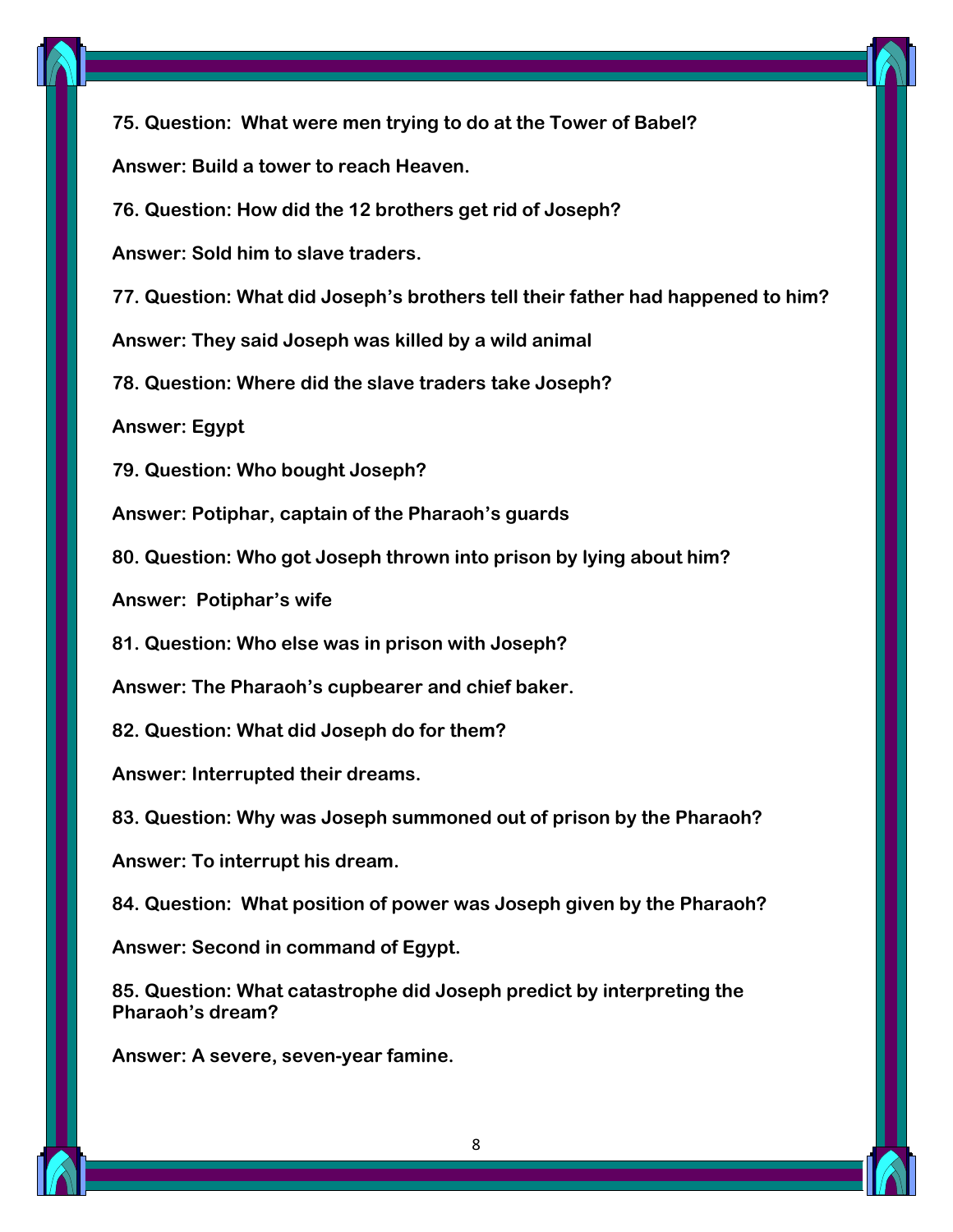**75. Question: What were men trying to do at the Tower of Babel?**

**Answer: Build a tower to reach Heaven.**

**76. Question: How did the 12 brothers get rid of Joseph?**

**Answer: Sold him to slave traders.**

**77. Question: What did Joseph's brothers tell their father had happened to him?**

**Answer: They said Joseph was killed by a wild animal**

**78. Question: Where did the slave traders take Joseph?**

**Answer: Egypt**

**79. Question: Who bought Joseph?**

**Answer: Potiphar, captain of the Pharaoh's guards**

**80. Question: Who got Joseph thrown into prison by lying about him?**

**Answer: Potiphar's wife**

**81. Question: Who else was in prison with Joseph?**

**Answer: The Pharaoh's cupbearer and chief baker.**

**82. Question: What did Joseph do for them?**

**Answer: Interrupted their dreams.**

**83. Question: Why was Joseph summoned out of prison by the Pharaoh?**

**Answer: To interrupt his dream.**

**84. Question: What position of power was Joseph given by the Pharaoh?**

**Answer: Second in command of Egypt.**

**85. Question: What catastrophe did Joseph predict by interpreting the Pharaoh's dream?**

**Answer: A severe, seven-year famine.**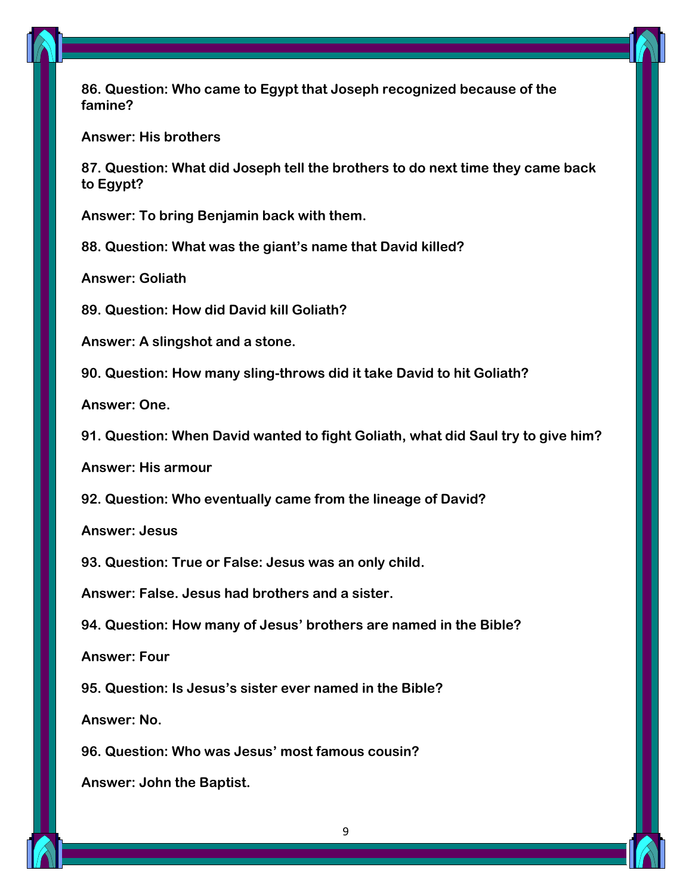**86. Question: Who came to Egypt that Joseph recognized because of the famine?**

**Answer: His brothers**

**87. Question: What did Joseph tell the brothers to do next time they came back to Egypt?**

**Answer: To bring Benjamin back with them.**

**88. Question: What was the giant's name that David killed?**

**Answer: Goliath**

**89. Question: How did David kill Goliath?**

**Answer: A slingshot and a stone.**

**90. Question: How many sling-throws did it take David to hit Goliath?**

**Answer: One.**

**91. Question: When David wanted to fight Goliath, what did Saul try to give him?**

**Answer: His armour**

**92. Question: Who eventually came from the lineage of David?**

**Answer: Jesus**

**93. Question: True or False: Jesus was an only child.**

**Answer: False. Jesus had brothers and a sister.**

**94. Question: How many of Jesus' brothers are named in the Bible?**

**Answer: Four**

**95. Question: Is Jesus's sister ever named in the Bible?**

**Answer: No.**

**96. Question: Who was Jesus' most famous cousin?**

**Answer: John the Baptist.**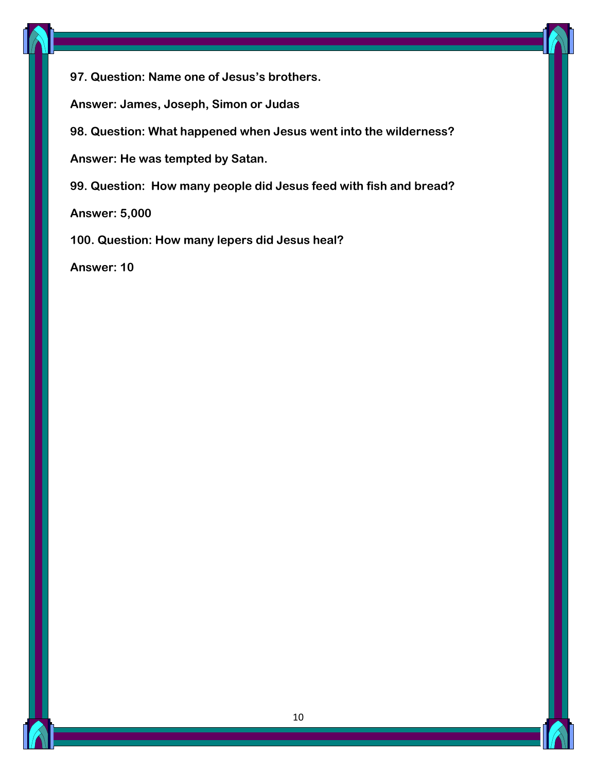**97. Question: Name one of Jesus's brothers.**

**Answer: James, Joseph, Simon or Judas**

**98. Question: What happened when Jesus went into the wilderness?**

**Answer: He was tempted by Satan.**

**99. Question: How many people did Jesus feed with fish and bread?**

**Answer: 5,000**

**100. Question: How many lepers did Jesus heal?**

**Answer: 10**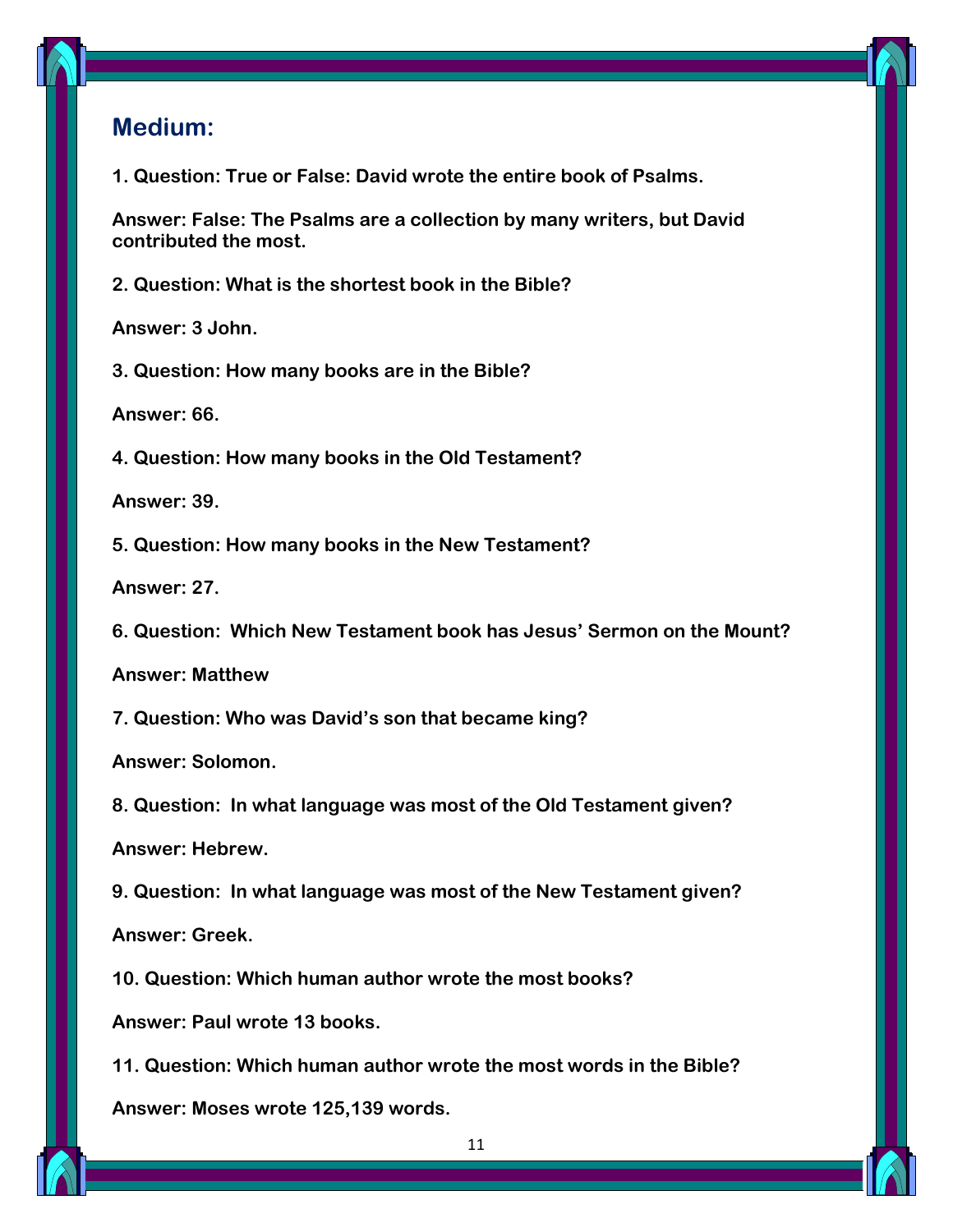## Medium:

**1. Question: True or False: David wrote the entire book of Psalms.**

**Answer: False: The Psalms are a collection by many writers, but David contributed the most.**

**2. Question: What is the shortest book in the Bible?**

**Answer: 3 John.**

**3. Question: How many books are in the Bible?**

**Answer: 66.**

**4. Question: How many books in the Old Testament?**

**Answer: 39.**

**5. Question: How many books in the New Testament?**

**Answer: 27.**

**6. Question: Which New Testament book has Jesus' Sermon on the Mount?**

**Answer: Matthew**

**7. Question: Who was David's son that became king?**

**Answer: Solomon.**

**8. Question: In what language was most of the Old Testament given?**

**Answer: Hebrew.**

**9. Question: In what language was most of the New Testament given?**

**Answer: Greek.**

**10. Question: Which human author wrote the most books?**

**Answer: Paul wrote 13 books.**

**11. Question: Which human author wrote the most words in the Bible?**

**Answer: Moses wrote 125,139 words.**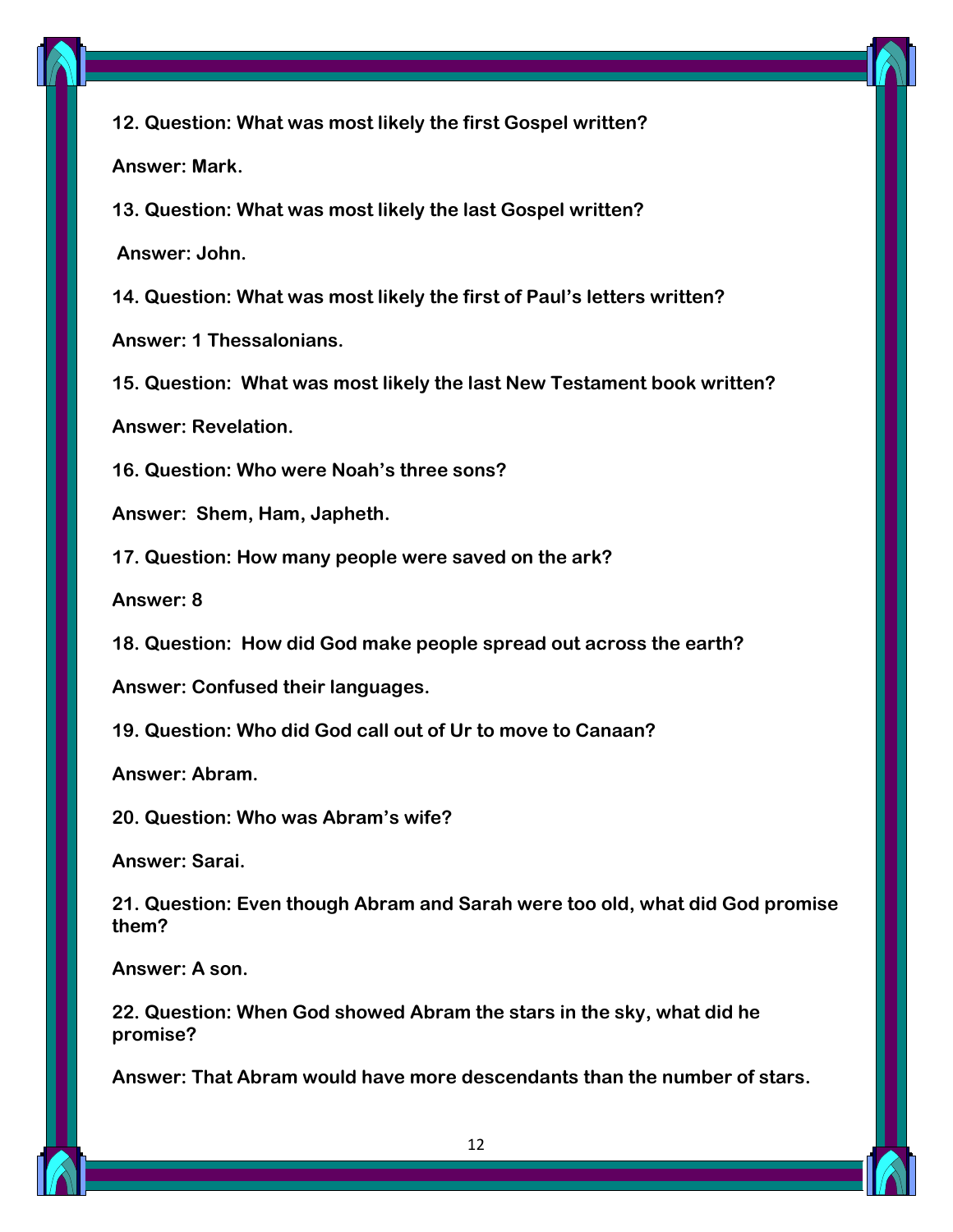**12. Question: What was most likely the first Gospel written?**

**Answer: Mark.**

**13. Question: What was most likely the last Gospel written?**

**Answer: John.**

**14. Question: What was most likely the first of Paul's letters written?**

**Answer: 1 Thessalonians.**

**15. Question: What was most likely the last New Testament book written?**

**Answer: Revelation.**

**16. Question: Who were Noah's three sons?**

**Answer: Shem, Ham, Japheth.**

**17. Question: How many people were saved on the ark?**

**Answer: 8**

**18. Question: How did God make people spread out across the earth?**

**Answer: Confused their languages.**

**19. Question: Who did God call out of Ur to move to Canaan?**

**Answer: Abram.**

**20. Question: Who was Abram's wife?**

**Answer: Sarai.**

**21. Question: Even though Abram and Sarah were too old, what did God promise them?**

**Answer: A son.**

**22. Question: When God showed Abram the stars in the sky, what did he promise?**

**Answer: That Abram would have more descendants than the number of stars.**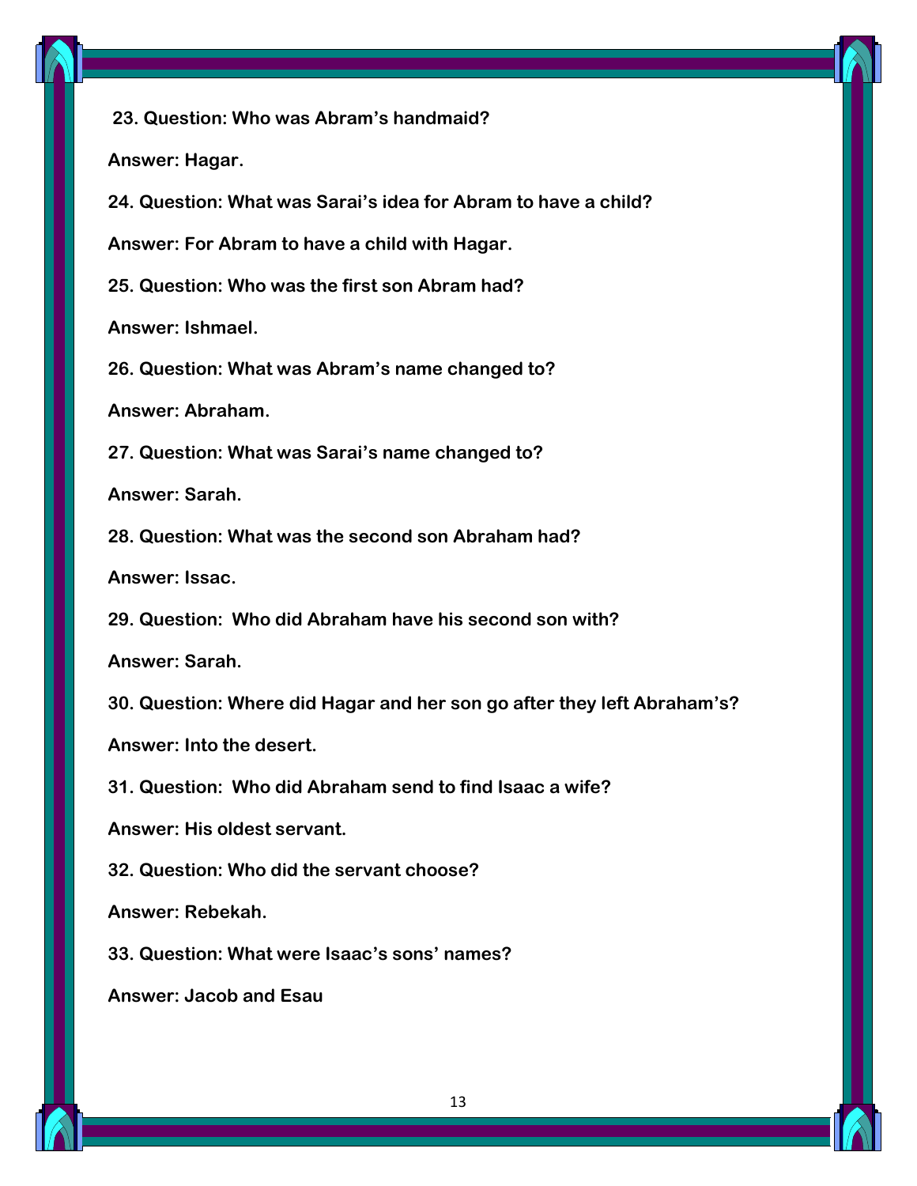**23. Question: Who was Abram's handmaid?**

**Answer: Hagar.**

**24. Question: What was Sarai's idea for Abram to have a child?**

**Answer: For Abram to have a child with Hagar.**

**25. Question: Who was the first son Abram had?**

**Answer: Ishmael.**

**26. Question: What was Abram's name changed to?**

**Answer: Abraham.**

**27. Question: What was Sarai's name changed to?**

**Answer: Sarah.**

**28. Question: What was the second son Abraham had?**

**Answer: Issac.**

**29. Question: Who did Abraham have his second son with?**

**Answer: Sarah.**

**30. Question: Where did Hagar and her son go after they left Abraham's?**

**Answer: Into the desert.**

**31. Question: Who did Abraham send to find Isaac a wife?**

**Answer: His oldest servant.**

**32. Question: Who did the servant choose?**

**Answer: Rebekah.**

**33. Question: What were Isaac's sons' names?**

**Answer: Jacob and Esau**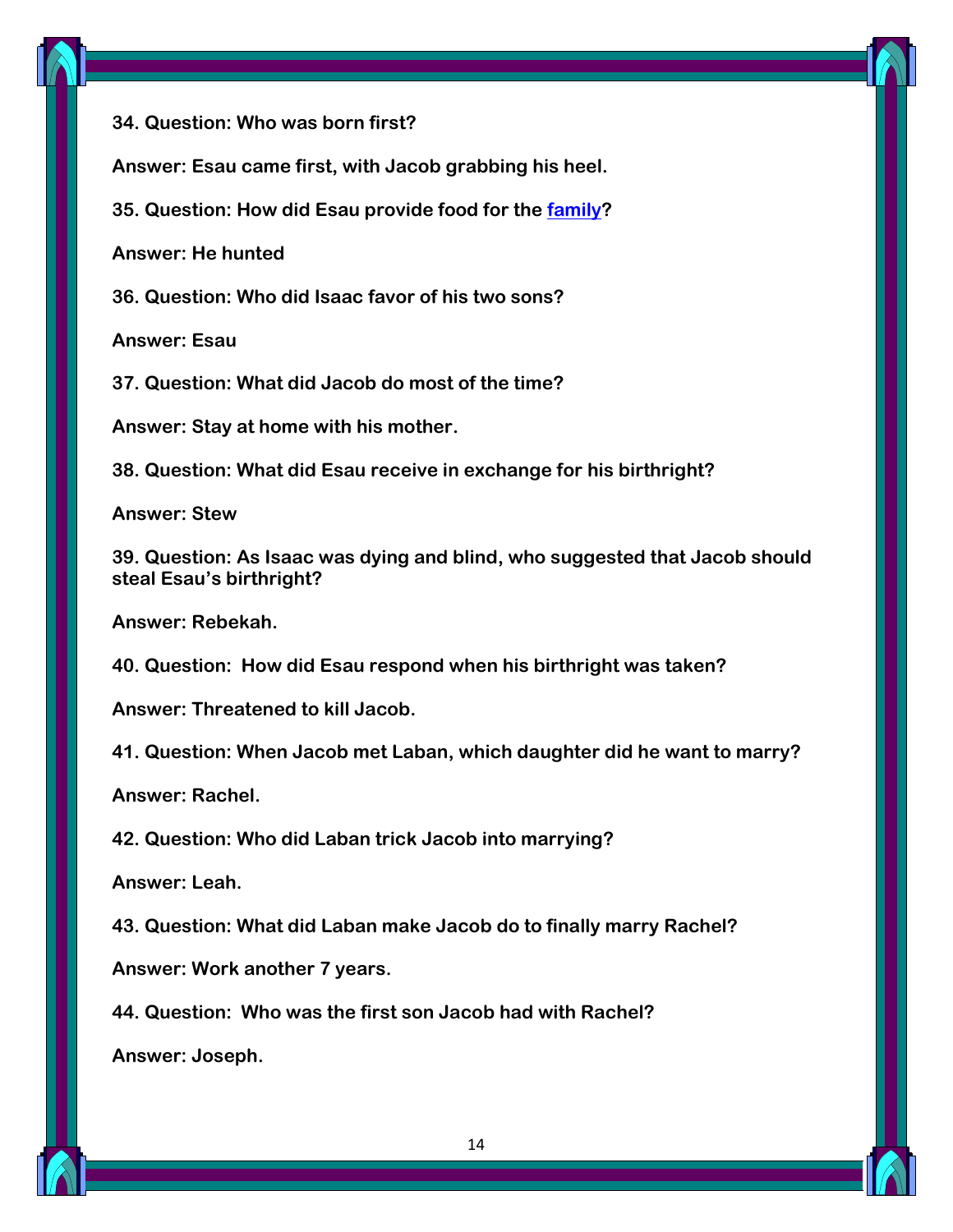**34. Question: Who was born first?**

**Answer: Esau came first, with Jacob grabbing his heel.**

**35. Question: How did Esau provide food for the family?**

**Answer: He hunted**

**36. Question: Who did Isaac favor of his two sons?**

**Answer: Esau**

**37. Question: What did Jacob do most of the time?**

**Answer: Stay at home with his mother.**

**38. Question: What did Esau receive in exchange for his birthright?**

**Answer: Stew**

**39. Question: As Isaac was dying and blind, who suggested that Jacob should steal Esau's birthright?**

**Answer: Rebekah.**

**40. Question: How did Esau respond when his birthright was taken?**

**Answer: Threatened to kill Jacob.**

**41. Question: When Jacob met Laban, which daughter did he want to marry?**

**Answer: Rachel.**

**42. Question: Who did Laban trick Jacob into marrying?**

**Answer: Leah.**

**43. Question: What did Laban make Jacob do to finally marry Rachel?**

**Answer: Work another 7 years.**

**44. Question: Who was the first son Jacob had with Rachel?**

**Answer: Joseph.**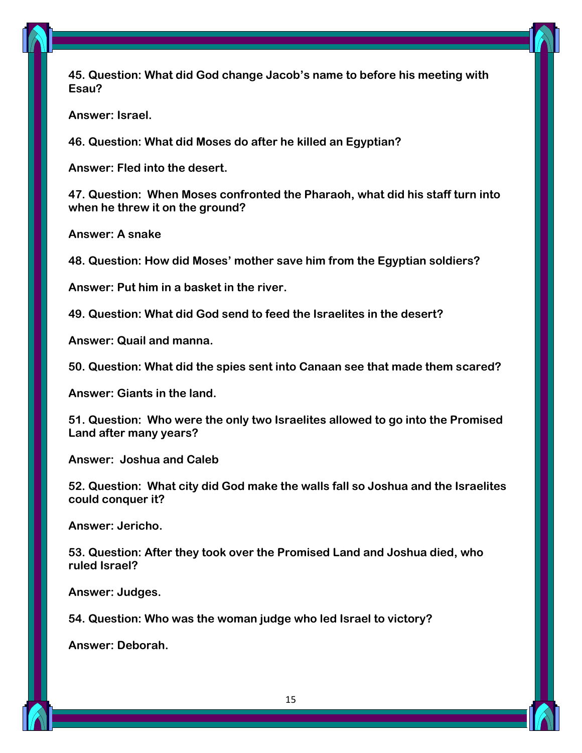**45. Question: What did God change Jacob's name to before his meeting with Esau?**

**Answer: Israel.**

**46. Question: What did Moses do after he killed an Egyptian?**

**Answer: Fled into the desert.**

**47. Question: When Moses confronted the Pharaoh, what did his staff turn into when he threw it on the ground?**

**Answer: A snake**

**48. Question: How did Moses' mother save him from the Egyptian soldiers?**

**Answer: Put him in a basket in the river.**

**49. Question: What did God send to feed the Israelites in the desert?**

**Answer: Quail and manna.**

**50. Question: What did the spies sent into Canaan see that made them scared?**

**Answer: Giants in the land.**

**51. Question: Who were the only two Israelites allowed to go into the Promised Land after many years?**

**Answer: Joshua and Caleb**

**52. Question: What city did God make the walls fall so Joshua and the Israelites could conquer it?**

**Answer: Jericho.**

**53. Question: After they took over the Promised Land and Joshua died, who ruled Israel?**

**Answer: Judges.**

**54. Question: Who was the woman judge who led Israel to victory?**

**Answer: Deborah.**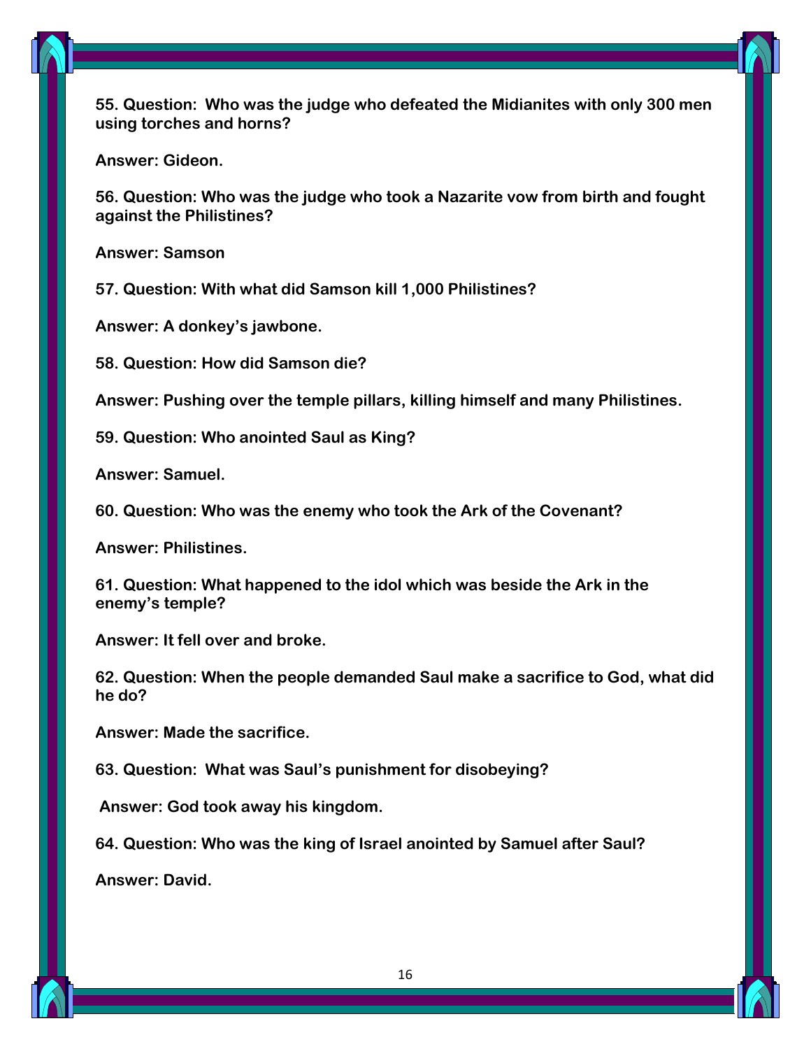**55. Question: Who was the judge who defeated the Midianites with only 300 men using torches and horns?**

**Answer: Gideon.**

**56. Question: Who was the judge who took a Nazarite vow from birth and fought against the Philistines?**

**Answer: Samson**

**57. Question: With what did Samson kill 1,000 Philistines?**

**Answer: A donkey's jawbone.**

**58. Question: How did Samson die?**

**Answer: Pushing over the temple pillars, killing himself and many Philistines.**

**59. Question: Who anointed Saul as King?**

**Answer: Samuel.**

**60. Question: Who was the enemy who took the Ark of the Covenant?**

**Answer: Philistines.**

**61. Question: What happened to the idol which was beside the Ark in the enemy's temple?**

**Answer: It fell over and broke.**

**62. Question: When the people demanded Saul make a sacrifice to God, what did he do?**

**Answer: Made the sacrifice.**

**63. Question: What was Saul's punishment for disobeying?**

**Answer: God took away his kingdom.**

**64. Question: Who was the king of Israel anointed by Samuel after Saul?**

**Answer: David.**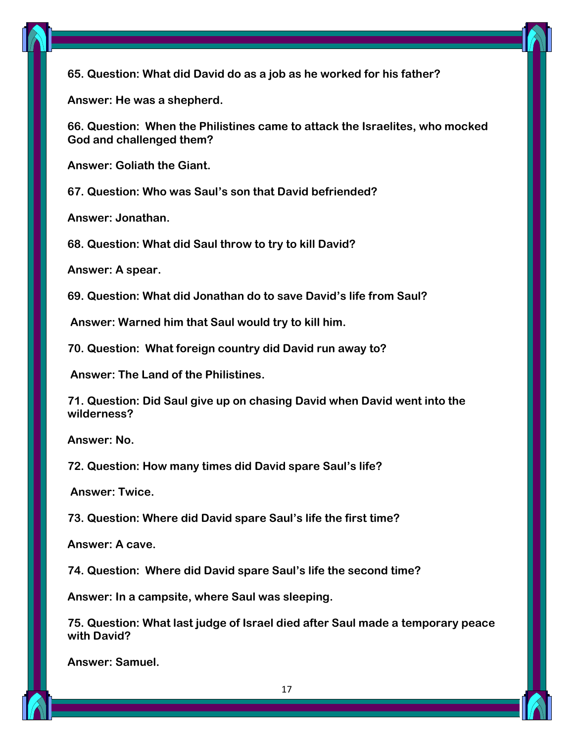**65. Question: What did David do as a job as he worked for his father?**

**Answer: He was a shepherd.**

**66. Question: When the Philistines came to attack the Israelites, who mocked God and challenged them?**

**Answer: Goliath the Giant.**

**67. Question: Who was Saul's son that David befriended?**

**Answer: Jonathan.**

**68. Question: What did Saul throw to try to kill David?**

**Answer: A spear.**

**69. Question: What did Jonathan do to save David's life from Saul?**

**Answer: Warned him that Saul would try to kill him.**

**70. Question: What foreign country did David run away to?**

**Answer: The Land of the Philistines.**

**71. Question: Did Saul give up on chasing David when David went into the wilderness?**

**Answer: No.**

**72. Question: How many times did David spare Saul's life?**

**Answer: Twice.**

**73. Question: Where did David spare Saul's life the first time?**

**Answer: A cave.**

**74. Question: Where did David spare Saul's life the second time?**

**Answer: In a campsite, where Saul was sleeping.**

**75. Question: What last judge of Israel died after Saul made a temporary peace with David?**

**Answer: Samuel.**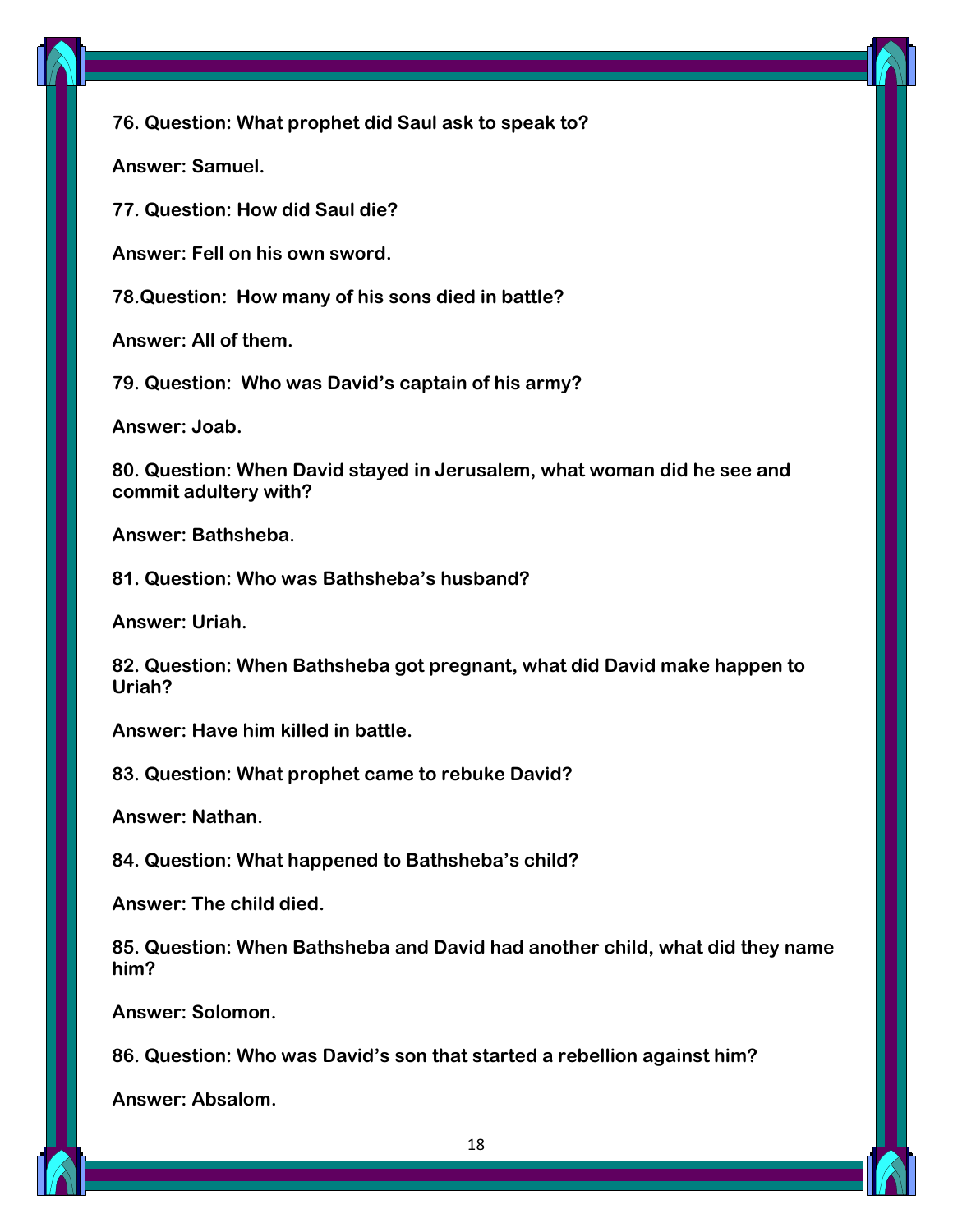**76. Question: What prophet did Saul ask to speak to?**

**Answer: Samuel.**

**77. Question: How did Saul die?**

**Answer: Fell on his own sword.**

**78.Question: How many of his sons died in battle?**

**Answer: All of them.**

**79. Question: Who was David's captain of his army?**

**Answer: Joab.**

**80. Question: When David stayed in Jerusalem, what woman did he see and commit adultery with?**

**Answer: Bathsheba.**

**81. Question: Who was Bathsheba's husband?**

**Answer: Uriah.**

**82. Question: When Bathsheba got pregnant, what did David make happen to Uriah?**

**Answer: Have him killed in battle.**

**83. Question: What prophet came to rebuke David?**

**Answer: Nathan.**

**84. Question: What happened to Bathsheba's child?**

**Answer: The child died.**

**85. Question: When Bathsheba and David had another child, what did they name him?**

**Answer: Solomon.**

**86. Question: Who was David's son that started a rebellion against him?**

**Answer: Absalom.**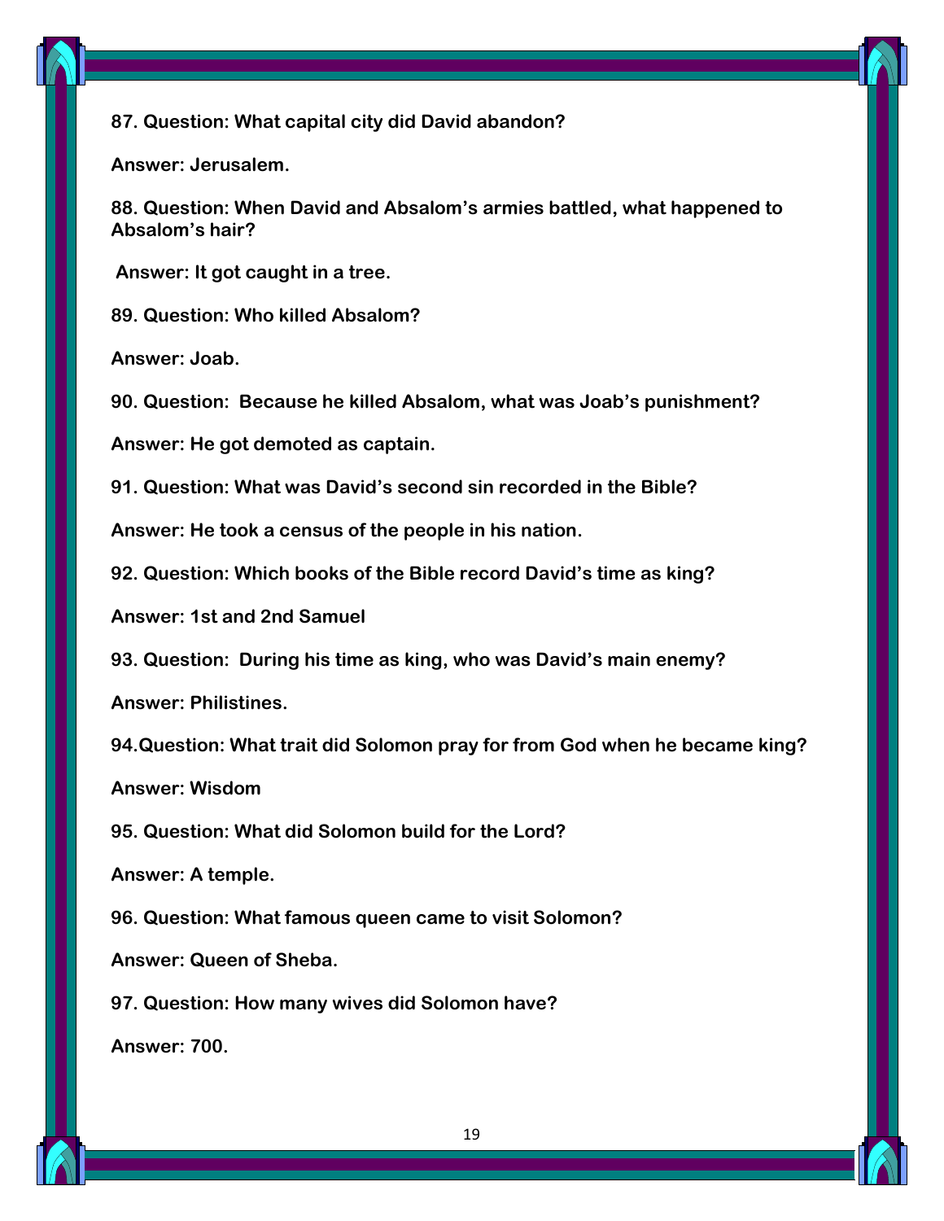**87. Question: What capital city did David abandon?**

**Answer: Jerusalem.**

**88. Question: When David and Absalom's armies battled, what happened to Absalom's hair?**

**Answer: It got caught in a tree.**

**89. Question: Who killed Absalom?**

**Answer: Joab.**

**90. Question: Because he killed Absalom, what was Joab's punishment?**

**Answer: He got demoted as captain.**

**91. Question: What was David's second sin recorded in the Bible?**

**Answer: He took a census of the people in his nation.**

**92. Question: Which books of the Bible record David's time as king?**

**Answer: 1st and 2nd Samuel**

**93. Question: During his time as king, who was David's main enemy?**

**Answer: Philistines.**

**94.Question: What trait did Solomon pray for from God when he became king?**

**Answer: Wisdom**

**95. Question: What did Solomon build for the Lord?**

**Answer: A temple.**

**96. Question: What famous queen came to visit Solomon?**

**Answer: Queen of Sheba.**

**97. Question: How many wives did Solomon have?**

**Answer: 700.**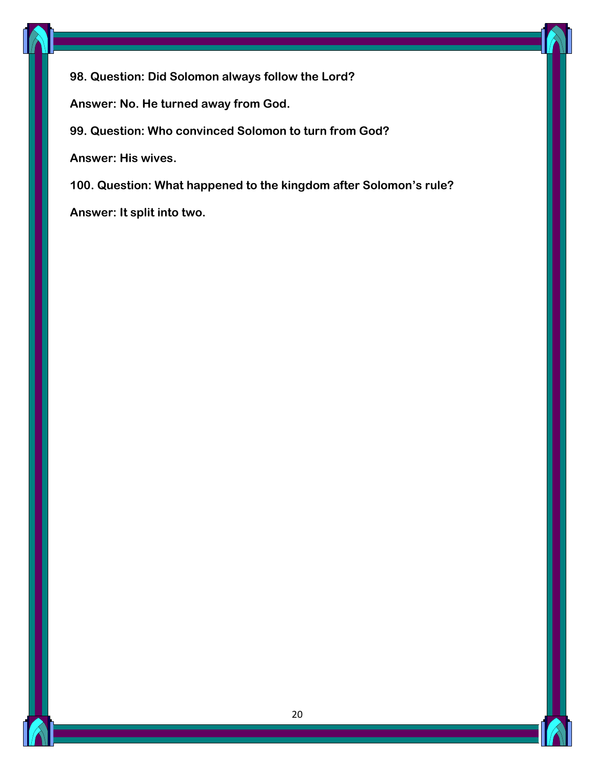**98. Question: Did Solomon always follow the Lord?**

**Answer: No. He turned away from God.**

**99. Question: Who convinced Solomon to turn from God?**

**Answer: His wives.**

**100. Question: What happened to the kingdom after Solomon's rule?**

**Answer: It split into two.**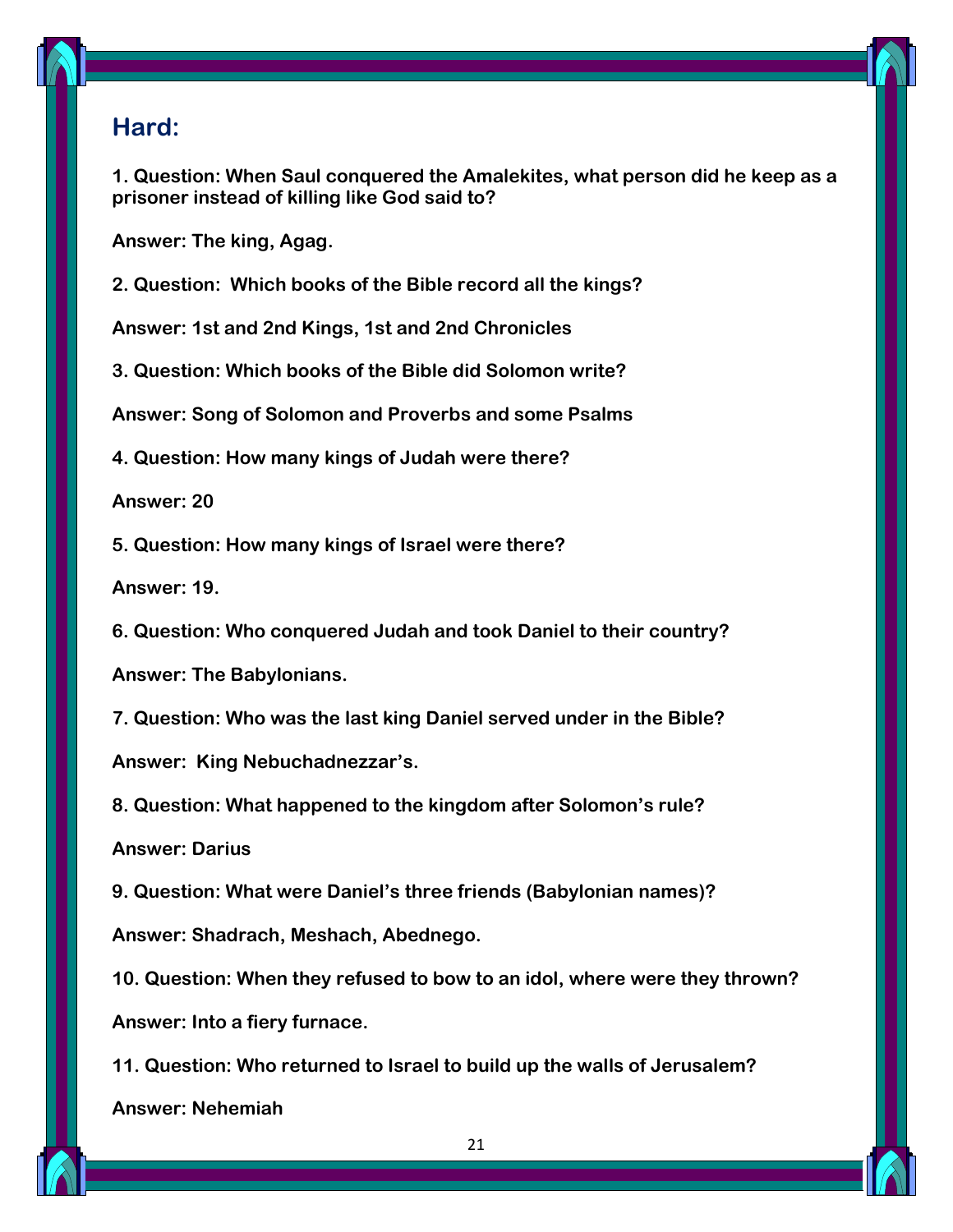## Hard:

**1. Question: When Saul conquered the Amalekites, what person did he keep as a prisoner instead of killing like God said to?**

**Answer: The king, Agag.**

**2. Question:  Which books of the Bible record all the kings?**

**Answer: 1st and 2nd Kings, 1st and 2nd Chronicles**

**3. Question: Which books of the Bible did Solomon write?**

**Answer: Song of Solomon and Proverbs and some Psalms**

**4. Question: How many kings of Judah were there?**

**Answer: 20**

**5. Question: How many kings of Israel were there?**

**Answer: 19.**

**6. Question: Who conquered Judah and took Daniel to their country?**

**Answer: The Babylonians.**

**7. Question: Who was the last king Daniel served under in the Bible?**

**Answer:  King Nebuchadnezzar's.**

**8. Question: What happened to the kingdom after Solomon's rule?**

**Answer: Darius**

**9. Question: What were Daniel's three friends (Babylonian names)?**

**Answer: Shadrach, Meshach, Abednego.**

**10. Question: When they refused to bow to an idol, where were they thrown?**

**Answer: Into a fiery furnace.**

**11. Question: Who returned to Israel to build up the walls of Jerusalem?**

**Answer: Nehemiah**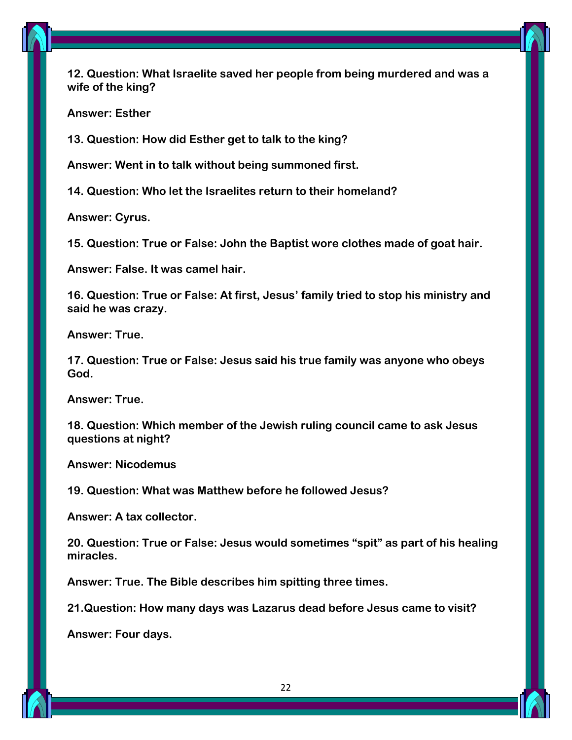**12. Question: What Israelite saved her people from being murdered and was a wife of the king?**

**Answer: Esther**

**13. Question: How did Esther get to talk to the king?**

**Answer: Went in to talk without being summoned first.**

**14. Question: Who let the Israelites return to their homeland?**

**Answer: Cyrus.**

**15. Question: True or False: John the Baptist wore clothes made of goat hair.**

**Answer: False. It was camel hair.**

**16. Question: True or False: At first, Jesus' family tried to stop his ministry and said he was crazy.**

**Answer: True.**

**17. Question: True or False: Jesus said his true family was anyone who obeys God.**

**Answer: True.**

**18. Question: Which member of the Jewish ruling council came to ask Jesus questions at night?**

**Answer: Nicodemus**

**19. Question: What was Matthew before he followed Jesus?**

**Answer: A tax collector.**

**20. Question: True or False: Jesus would sometimes "spit" as part of his healing miracles.**

**Answer: True. The Bible describes him spitting three times.**

**21.Question: How many days was Lazarus dead before Jesus came to visit?**

**Answer: Four days.**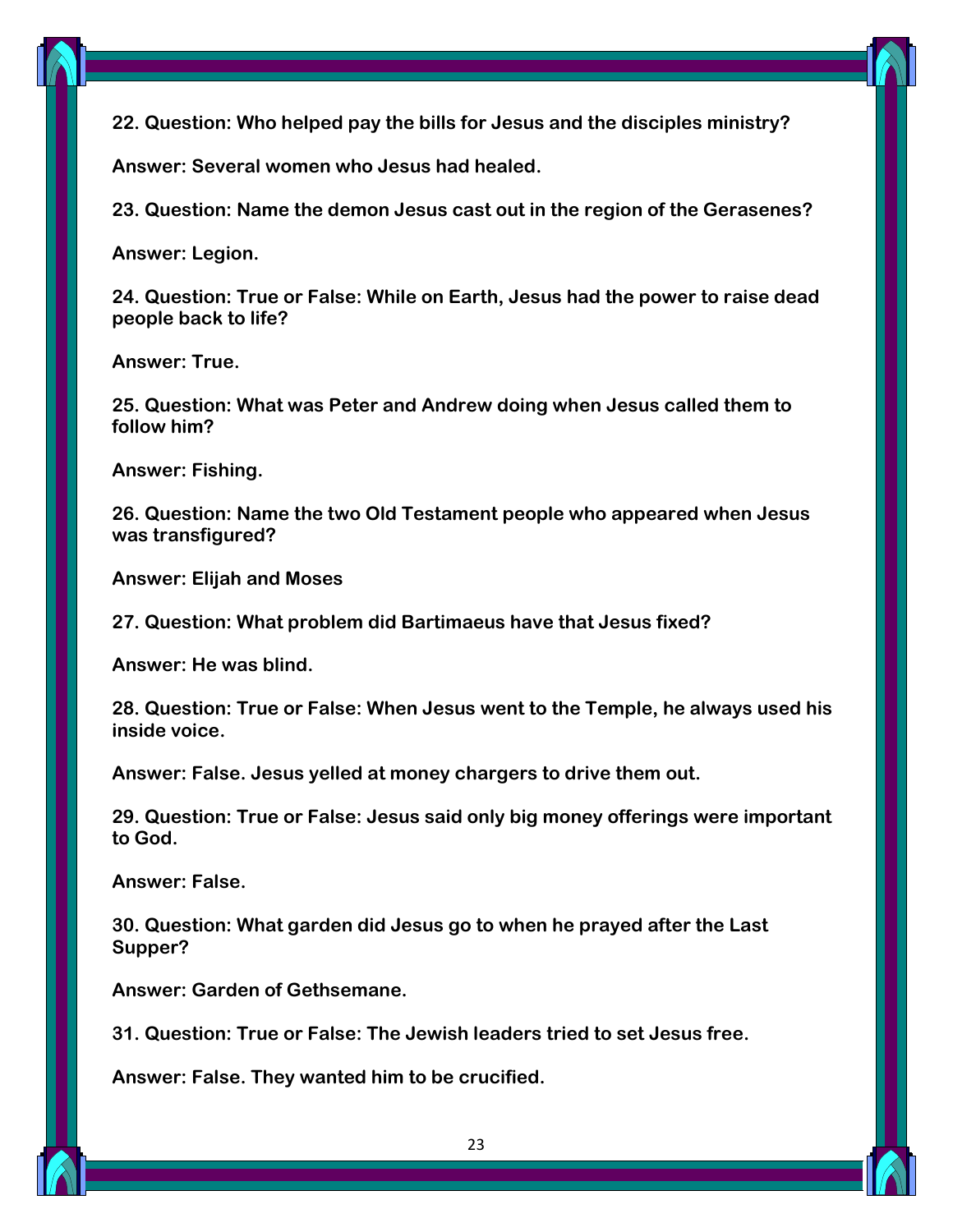**22. Question: Who helped pay the bills for Jesus and the disciples ministry?**

**Answer: Several women who Jesus had healed.**

**23. Question: Name the demon Jesus cast out in the region of the Gerasenes?**

**Answer: Legion.**

**24. Question: True or False: While on Earth, Jesus had the power to raise dead people back to life?**

**Answer: True.**

**25. Question: What was Peter and Andrew doing when Jesus called them to follow him?**

**Answer: Fishing.**

**26. Question: Name the two Old Testament people who appeared when Jesus was transfigured?**

**Answer: Elijah and Moses**

**27. Question: What problem did Bartimaeus have that Jesus fixed?**

**Answer: He was blind.**

**28. Question: True or False: When Jesus went to the Temple, he always used his inside voice.**

**Answer: False. Jesus yelled at money chargers to drive them out.**

**29. Question: True or False: Jesus said only big money offerings were important to God.**

**Answer: False.**

**30. Question: What garden did Jesus go to when he prayed after the Last Supper?**

**Answer: Garden of Gethsemane.**

**31. Question: True or False: The Jewish leaders tried to set Jesus free.**

**Answer: False. They wanted him to be crucified.**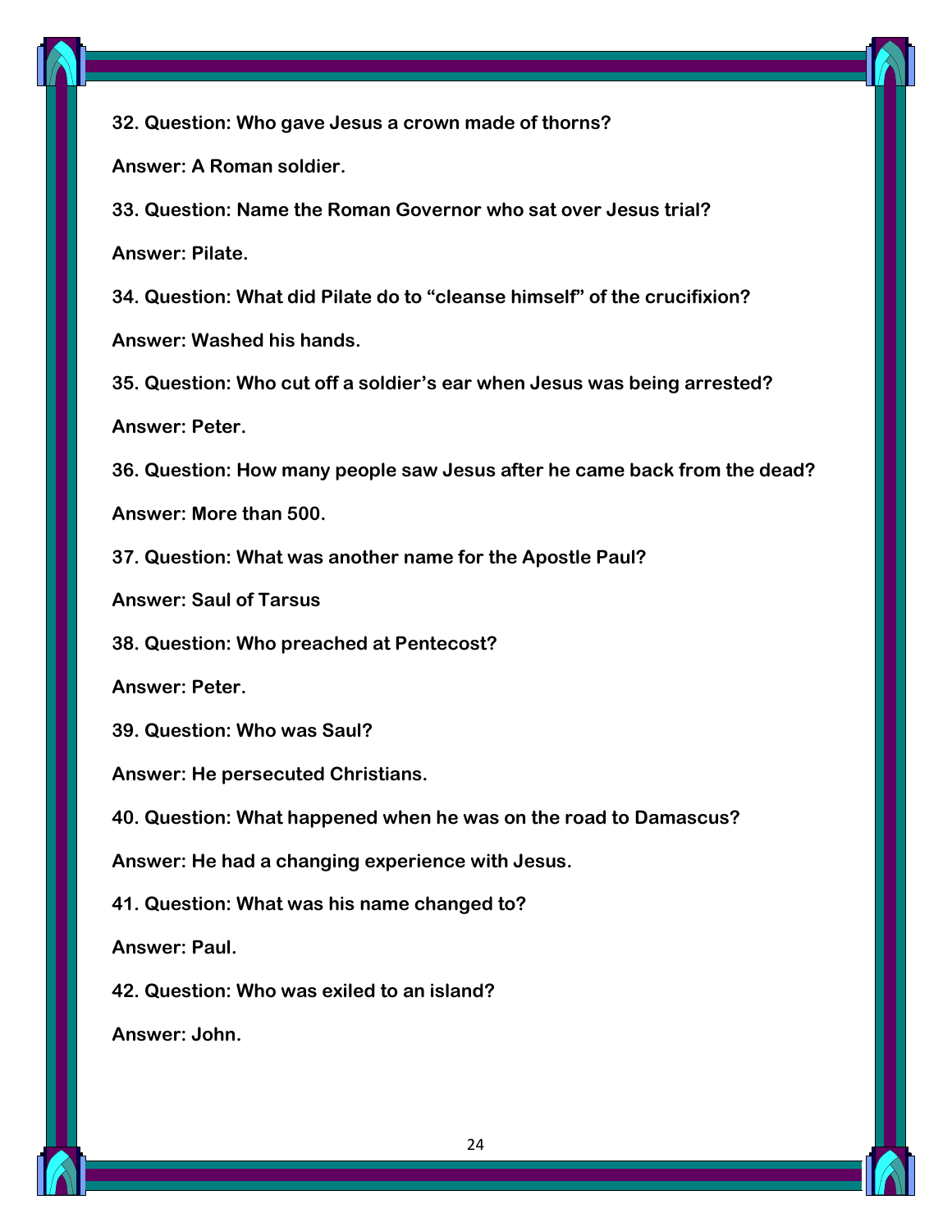**32. Question: Who gave Jesus a crown made of thorns?**

**Answer: A Roman soldier.**

**33. Question: Name the Roman Governor who sat over Jesus trial?**

**Answer: Pilate.**

**34. Question: What did Pilate do to "cleanse himself" of the crucifixion?**

**Answer: Washed his hands.**

**35. Question: Who cut off a soldier's ear when Jesus was being arrested?**

**Answer: Peter.**

**36. Question: How many people saw Jesus after he came back from the dead?**

**Answer: More than 500.**

**37. Question: What was another name for the Apostle Paul?**

**Answer: Saul of Tarsus**

**38. Question: Who preached at Pentecost?**

**Answer: Peter.**

**39. Question: Who was Saul?**

**Answer: He persecuted Christians.**

**40. Question: What happened when he was on the road to Damascus?**

**Answer: He had a changing experience with Jesus.**

**41. Question: What was his name changed to?**

**Answer: Paul.**

**42. Question: Who was exiled to an island?**

**Answer: John.**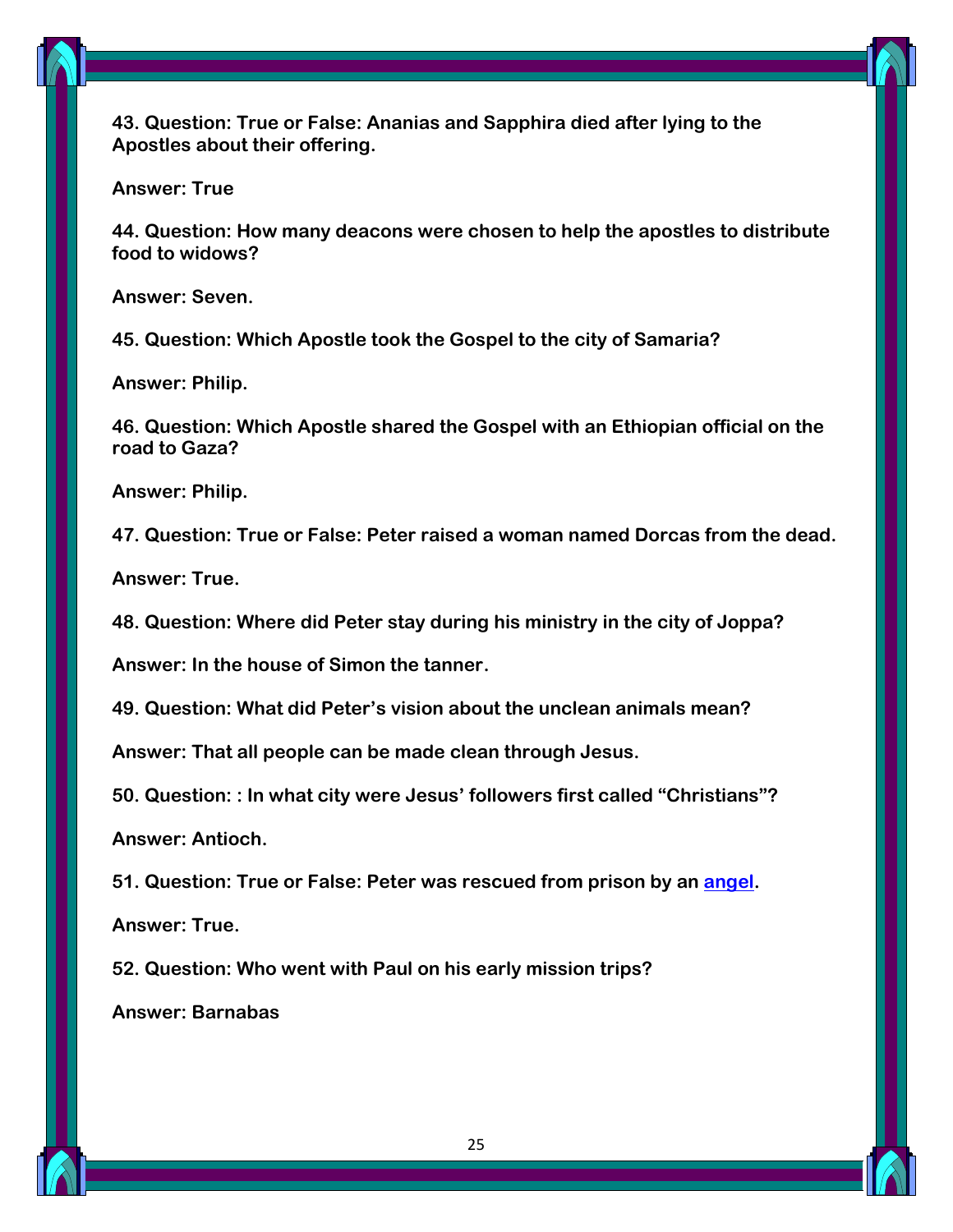**43. Question: True or False: Ananias and Sapphira died after lying to the Apostles about their offering.**

**Answer: True**

**44. Question: How many deacons were chosen to help the apostles to distribute food to widows?**

**Answer: Seven.**

**45. Question: Which Apostle took the Gospel to the city of Samaria?**

**Answer: Philip.**

**46. Question: Which Apostle shared the Gospel with an Ethiopian official on the road to Gaza?**

**Answer: Philip.**

**47. Question: True or False: Peter raised a woman named Dorcas from the dead.**

**Answer: True.**

**48. Question: Where did Peter stay during his ministry in the city of Joppa?**

**Answer: In the house of Simon the tanner.**

**49. Question: What did Peter's vision about the unclean animals mean?**

**Answer: That all people can be made clean through Jesus.**

**50. Question: : In what city were Jesus' followers first called "Christians"?**

**Answer: Antioch.**

**51. Question: True or False: Peter was rescued from prison by an angel.**

**Answer: True.**

**52. Question: Who went with Paul on his early mission trips?**

**Answer: Barnabas**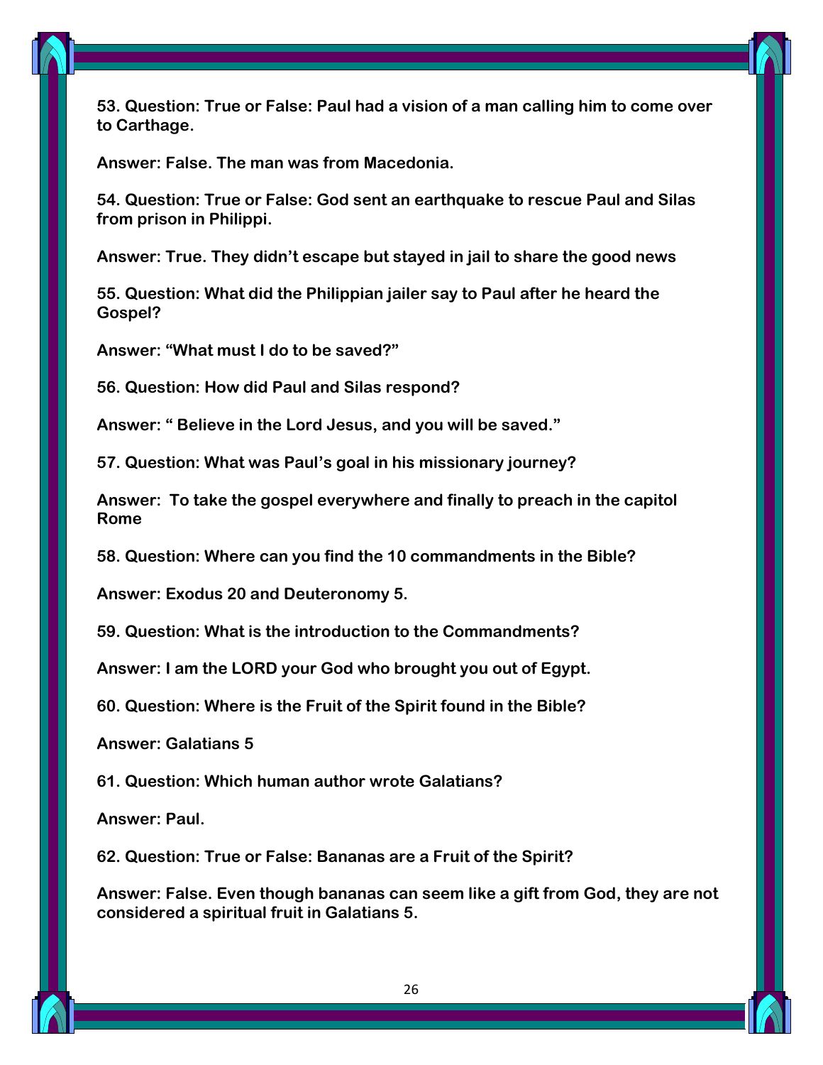**53. Question: True or False: Paul had a vision of a man calling him to come over to Carthage.**

**Answer: False. The man was from Macedonia.**

**54. Question: True or False: God sent an earthquake to rescue Paul and Silas from prison in Philippi.**

**Answer: True. They didn't escape but stayed in jail to share the good news**

**55. Question: What did the Philippian jailer say to Paul after he heard the Gospel?**

**Answer: "What must I do to be saved?"**

**56. Question: How did Paul and Silas respond?**

**Answer: " Believe in the Lord Jesus, and you will be saved."**

**57. Question: What was Paul's goal in his missionary journey?**

**Answer: To take the gospel everywhere and finally to preach in the capitol Rome**

**58. Question: Where can you find the 10 commandments in the Bible?**

**Answer: Exodus 20 and Deuteronomy 5.**

**59. Question: What is the introduction to the Commandments?**

**Answer: I am the LORD your God who brought you out of Egypt.**

**60. Question: Where is the Fruit of the Spirit found in the Bible?**

**Answer: Galatians 5**

**61. Question: Which human author wrote Galatians?**

**Answer: Paul.**

**62. Question: True or False: Bananas are a Fruit of the Spirit?**

**Answer: False. Even though bananas can seem like a gift from God, they are not considered a spiritual fruit in Galatians 5.**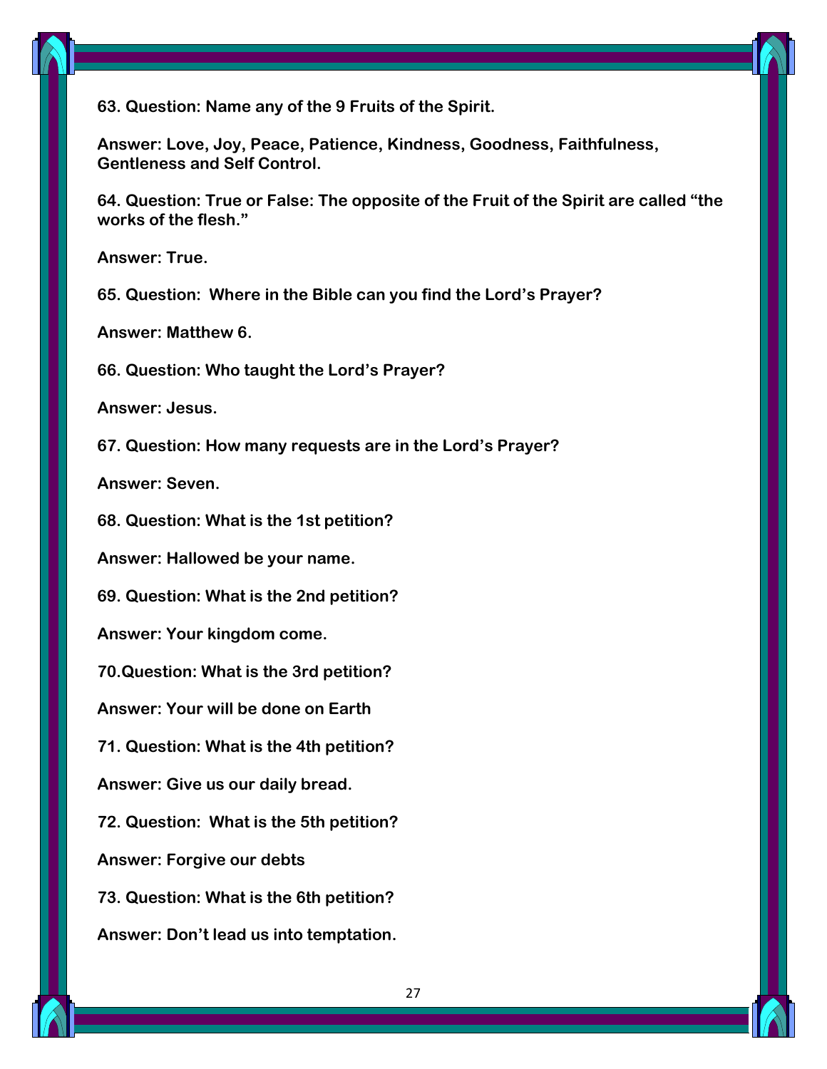**63. Question: Name any of the 9 Fruits of the Spirit.**

**Answer: Love, Joy, Peace, Patience, Kindness, Goodness, Faithfulness, Gentleness and Self Control.**

**64. Question: True or False: The opposite of the Fruit of the Spirit are called "the works of the flesh."**

**Answer: True.**

**65. Question: Where in the Bible can you find the Lord's Prayer?**

**Answer: Matthew 6.**

**66. Question: Who taught the Lord's Prayer?**

**Answer: Jesus.**

**67. Question: How many requests are in the Lord's Prayer?**

**Answer: Seven.**

**68. Question: What is the 1st petition?**

**Answer: Hallowed be your name.**

**69. Question: What is the 2nd petition?**

**Answer: Your kingdom come.**

**70.Question: What is the 3rd petition?**

**Answer: Your will be done on Earth**

**71. Question: What is the 4th petition?**

**Answer: Give us our daily bread.**

**72. Question: What is the 5th petition?**

**Answer: Forgive our debts**

**73. Question: What is the 6th petition?**

**Answer: Don't lead us into temptation.**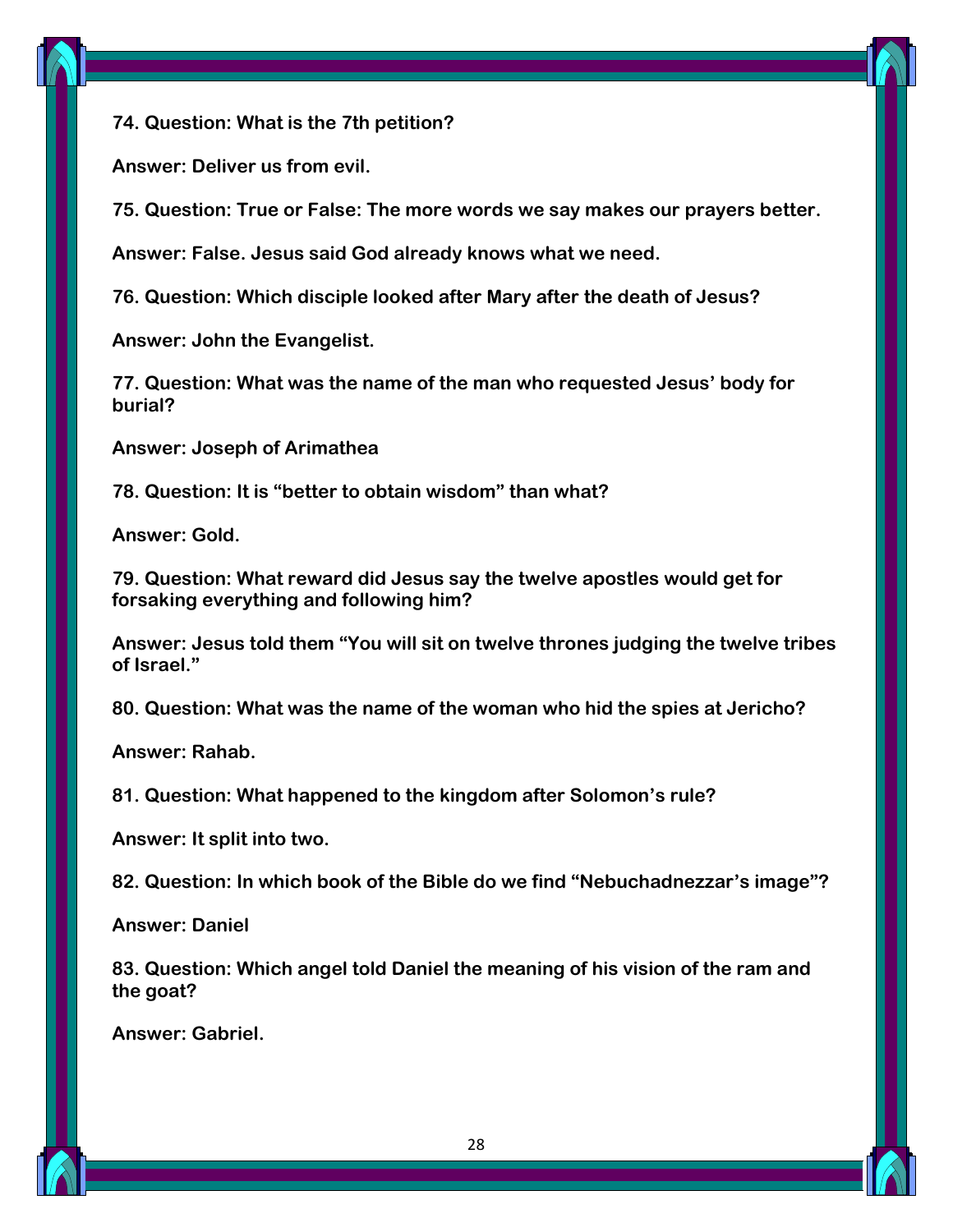**74. Question: What is the 7th petition?**

**Answer: Deliver us from evil.**

**75. Question: True or False: The more words we say makes our prayers better.**

**Answer: False. Jesus said God already knows what we need.**

**76. Question: Which disciple looked after Mary after the death of Jesus?**

**Answer: John the Evangelist.**

**77. Question: What was the name of the man who requested Jesus' body for burial?**

**Answer: Joseph of Arimathea**

**78. Question: It is "better to obtain wisdom" than what?**

**Answer: Gold.**

**79. Question: What reward did Jesus say the twelve apostles would get for forsaking everything and following him?**

**Answer: Jesus told them "You will sit on twelve thrones judging the twelve tribes of Israel."**

**80. Question: What was the name of the woman who hid the spies at Jericho?**

**Answer: Rahab.**

**81. Question: What happened to the kingdom after Solomon's rule?**

**Answer: It split into two.**

**82. Question: In which book of the Bible do we find "Nebuchadnezzar's image"?**

**Answer: Daniel**

**83. Question: Which angel told Daniel the meaning of his vision of the ram and the goat?**

**Answer: Gabriel.**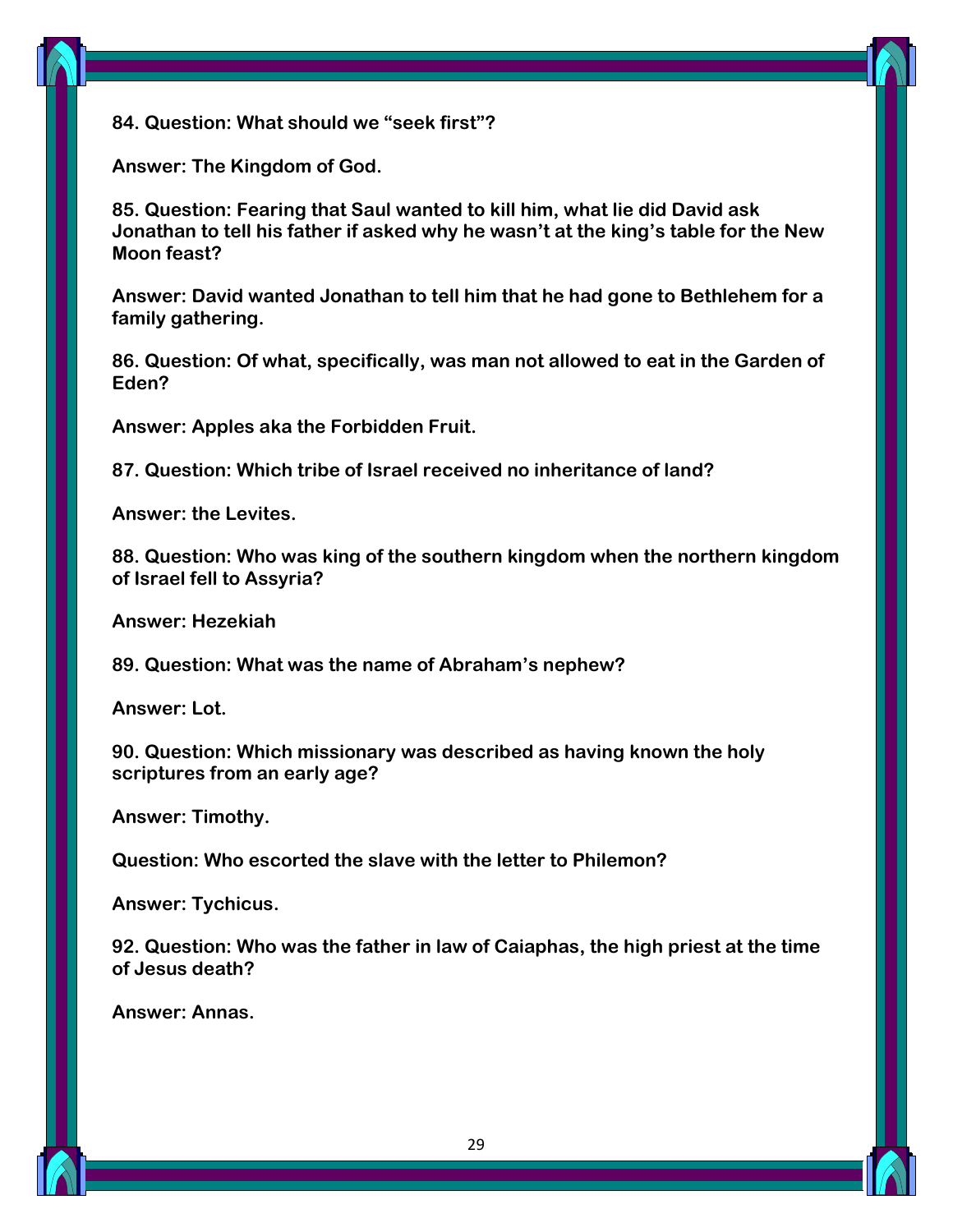**84. Question: What should we “seek first”?**

**Answer: The Kingdom of God.**

**85. Question: Fearing that Saul wanted to kill him, what lie did David ask Jonathan to tell his father if asked why he wasn’t at the king’s table for the New Moon feast?**

**Answer: David wanted Jonathan to tell him that he had gone to Bethlehem for a family gathering.**

**86. Question: Of what, specifically, was man not allowed to eat in the Garden of Eden?**

**Answer: Apples aka the Forbidden Fruit.**

**87. Question: Which tribe of Israel received no inheritance of land?**

**Answer: the Levites.**

**88. Question: Who was king of the southern kingdom when the northern kingdom of Israel fell to Assyria?**

**Answer: Hezekiah**

**89. Question: What was the name of Abraham’s nephew?**

**Answer: Lot.**

**90. Question: Which missionary was described as having known the holy scriptures from an early age?**

**Answer: Timothy.**

**Question: Who escorted the slave with the letter to Philemon?**

**Answer: Tychicus.**

**92. Question: Who was the father in law of Caiaphas, the high priest at the time of Jesus death?**

**Answer: Annas.**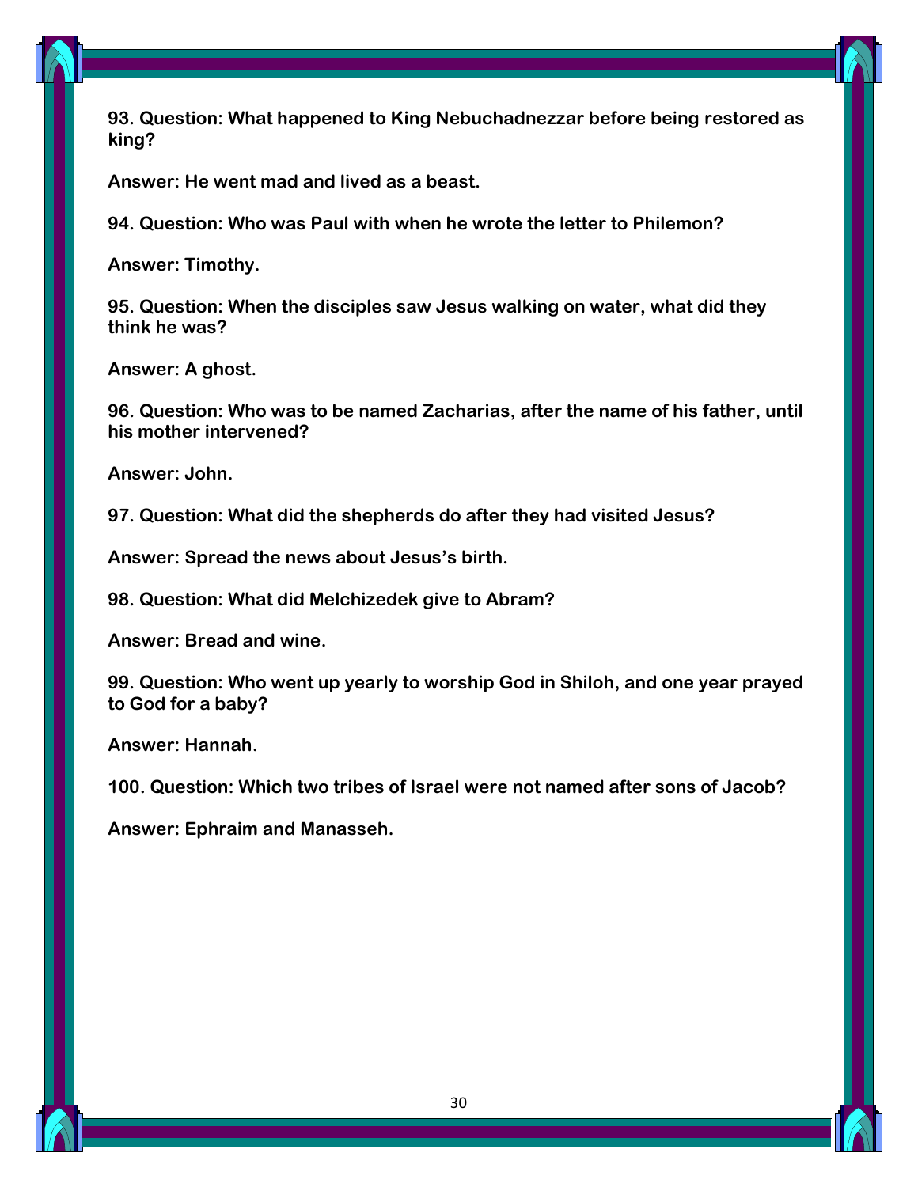**93. Question: What happened to King Nebuchadnezzar before being restored as king?**

**Answer: He went mad and lived as a beast.**

**94. Question: Who was Paul with when he wrote the letter to Philemon?**

**Answer: Timothy.**

**95. Question: When the disciples saw Jesus walking on water, what did they think he was?**

**Answer: A ghost.**

**96. Question: Who was to be named Zacharias, after the name of his father, until his mother intervened?**

**Answer: John.**

**97. Question: What did the shepherds do after they had visited Jesus?**

**Answer: Spread the news about Jesus's birth.**

**98. Question: What did Melchizedek give to Abram?**

**Answer: Bread and wine.**

**99. Question: Who went up yearly to worship God in Shiloh, and one year prayed to God for a baby?**

**Answer: Hannah.**

**100. Question: Which two tribes of Israel were not named after sons of Jacob?**

**Answer: Ephraim and Manasseh.**